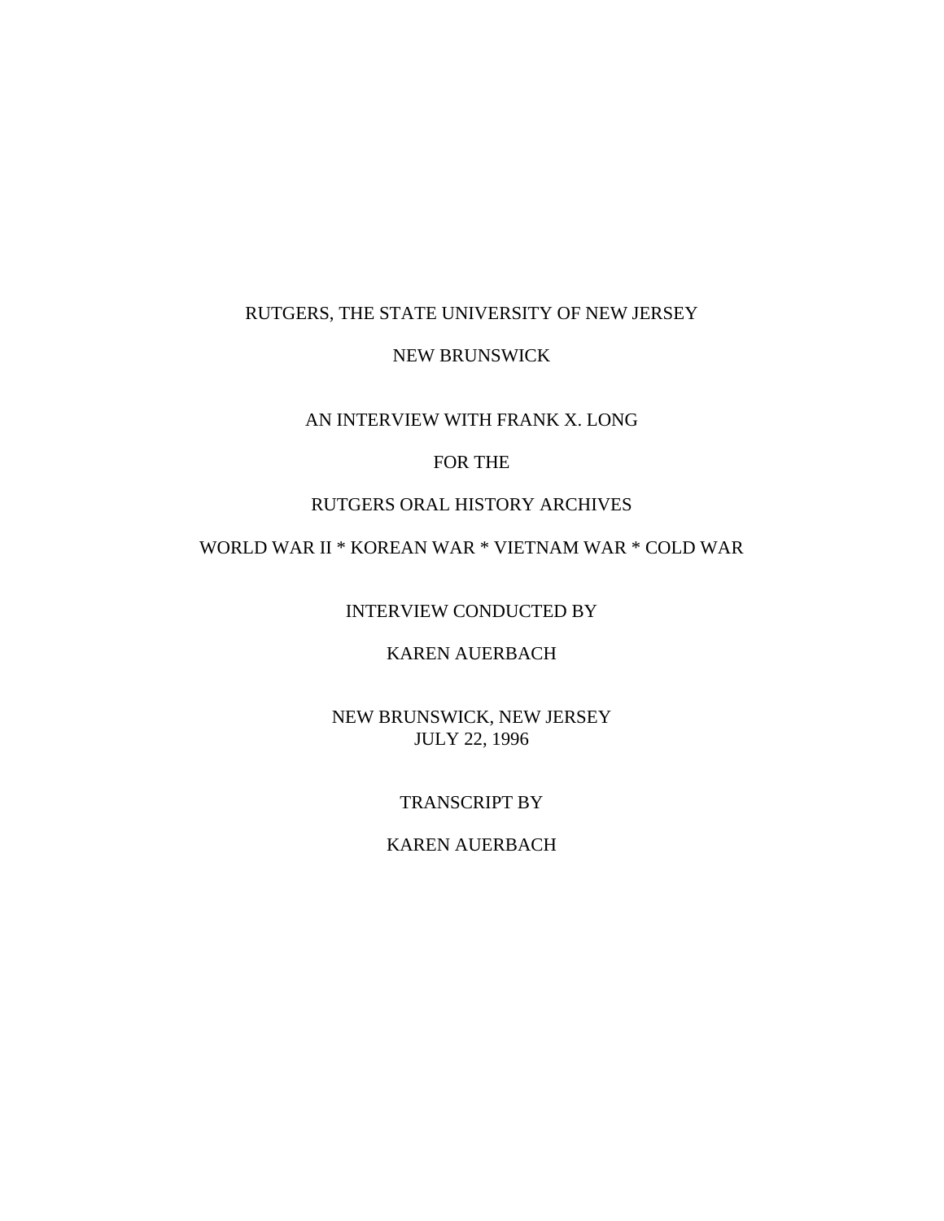RUTGERS, THE STATE UNIVERSITY OF NEW JERSEY

NEW BRUNSWICK

AN INTERVIEW WITH FRANK X. LONG

FOR THE

RUTGERS ORAL HISTORY ARCHIVES

WORLD WAR II * KOREAN WAR * VIETNAM WAR * COLD WAR

INTERVIEW CONDUCTED BY

KAREN AUERBACH

NEW BRUNSWICK, NEW JERSEY
JULY 22, 1996

TRANSCRIPT BY

KAREN AUERBACH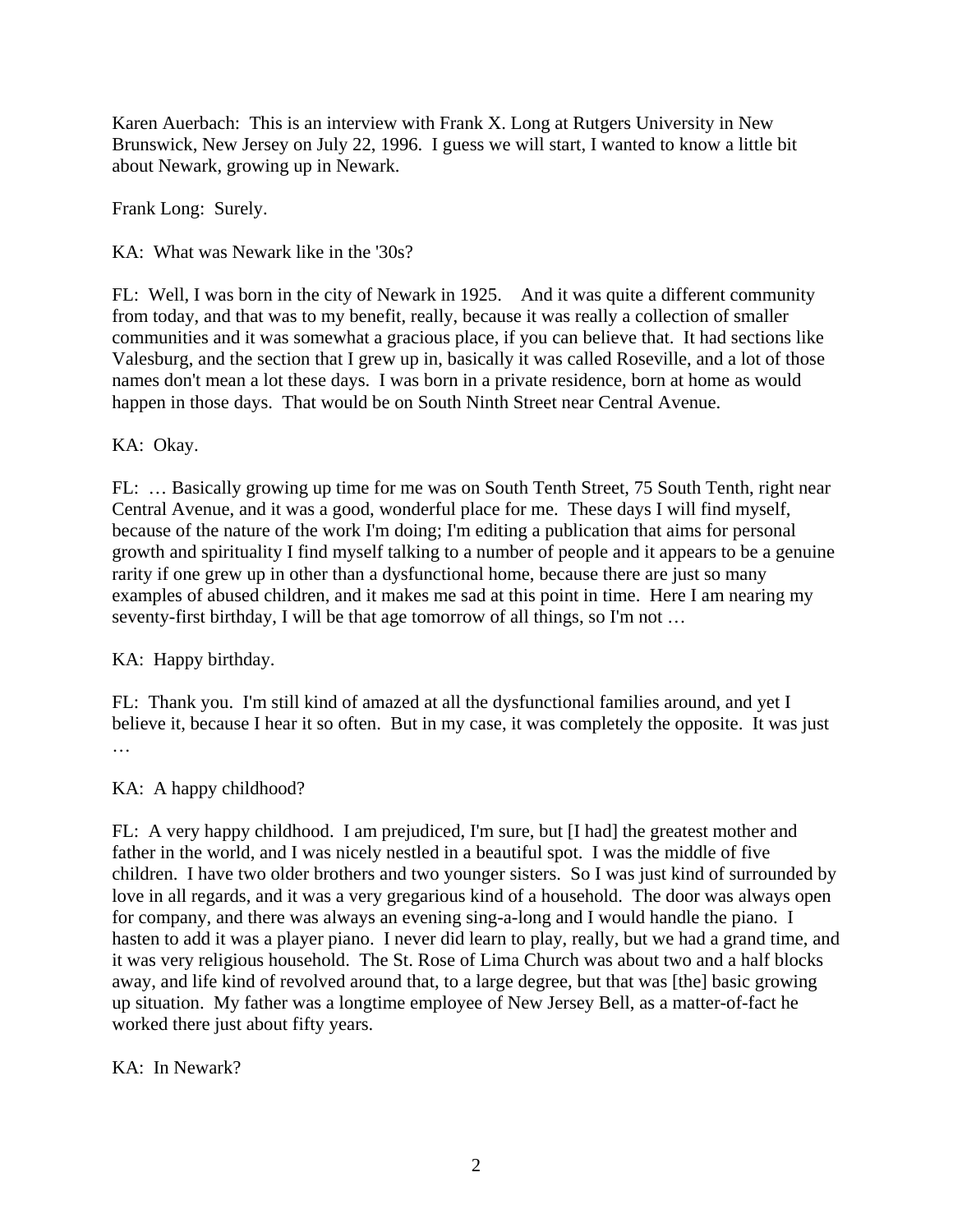Karen Auerbach: This is an interview with Frank X. Long at Rutgers University in New Brunswick, New Jersey on July 22, 1996. I guess we will start, I wanted to know a little bit about Newark, growing up in Newark.

Frank Long: Surely.

KA: What was Newark like in the '30s?

FL: Well, I was born in the city of Newark in 1925. And it was quite a different community from today, and that was to my benefit, really, because it was really a collection of smaller communities and it was somewhat a gracious place, if you can believe that. It had sections like Valesburg, and the section that I grew up in, basically it was called Roseville, and a lot of those names don't mean a lot these days. I was born in a private residence, born at home as would happen in those days. That would be on South Ninth Street near Central Avenue.

KA: Okay.

FL: … Basically growing up time for me was on South Tenth Street, 75 South Tenth, right near Central Avenue, and it was a good, wonderful place for me. These days I will find myself, because of the nature of the work I'm doing; I'm editing a publication that aims for personal growth and spirituality I find myself talking to a number of people and it appears to be a genuine rarity if one grew up in other than a dysfunctional home, because there are just so many examples of abused children, and it makes me sad at this point in time. Here I am nearing my seventy-first birthday, I will be that age tomorrow of all things, so I'm not …

KA: Happy birthday.

FL: Thank you. I'm still kind of amazed at all the dysfunctional families around, and yet I believe it, because I hear it so often. But in my case, it was completely the opposite. It was just …

KA: A happy childhood?

FL: A very happy childhood. I am prejudiced, I'm sure, but [I had] the greatest mother and father in the world, and I was nicely nestled in a beautiful spot. I was the middle of five children. I have two older brothers and two younger sisters. So I was just kind of surrounded by love in all regards, and it was a very gregarious kind of a household. The door was always open for company, and there was always an evening sing-a-long and I would handle the piano. I hasten to add it was a player piano. I never did learn to play, really, but we had a grand time, and it was very religious household. The St. Rose of Lima Church was about two and a half blocks away, and life kind of revolved around that, to a large degree, but that was [the] basic growing up situation. My father was a longtime employee of New Jersey Bell, as a matter-of-fact he worked there just about fifty years.

KA: In Newark?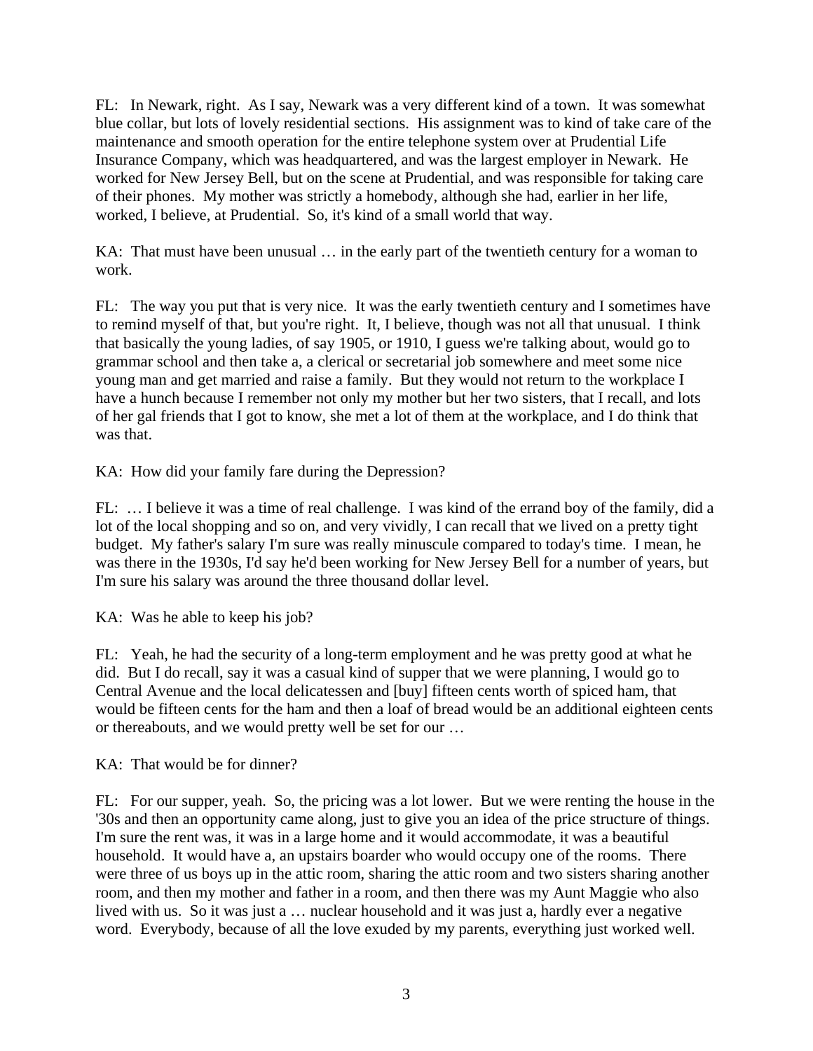FL: In Newark, right. As I say, Newark was a very different kind of a town. It was somewhat blue collar, but lots of lovely residential sections. His assignment was to kind of take care of the maintenance and smooth operation for the entire telephone system over at Prudential Life Insurance Company, which was headquartered, and was the largest employer in Newark. He worked for New Jersey Bell, but on the scene at Prudential, and was responsible for taking care of their phones. My mother was strictly a homebody, although she had, earlier in her life, worked, I believe, at Prudential. So, it's kind of a small world that way.

KA: That must have been unusual … in the early part of the twentieth century for a woman to work.

FL: The way you put that is very nice. It was the early twentieth century and I sometimes have to remind myself of that, but you're right. It, I believe, though was not all that unusual. I think that basically the young ladies, of say 1905, or 1910, I guess we're talking about, would go to grammar school and then take a, a clerical or secretarial job somewhere and meet some nice young man and get married and raise a family. But they would not return to the workplace I have a hunch because I remember not only my mother but her two sisters, that I recall, and lots of her gal friends that I got to know, she met a lot of them at the workplace, and I do think that was that.

KA: How did your family fare during the Depression?

FL: … I believe it was a time of real challenge. I was kind of the errand boy of the family, did a lot of the local shopping and so on, and very vividly, I can recall that we lived on a pretty tight budget. My father's salary I'm sure was really minuscule compared to today's time. I mean, he was there in the 1930s, I'd say he'd been working for New Jersey Bell for a number of years, but I'm sure his salary was around the three thousand dollar level.

KA: Was he able to keep his job?

FL: Yeah, he had the security of a long-term employment and he was pretty good at what he did. But I do recall, say it was a casual kind of supper that we were planning, I would go to Central Avenue and the local delicatessen and [buy] fifteen cents worth of spiced ham, that would be fifteen cents for the ham and then a loaf of bread would be an additional eighteen cents or thereabouts, and we would pretty well be set for our …

KA: That would be for dinner?

FL: For our supper, yeah. So, the pricing was a lot lower. But we were renting the house in the '30s and then an opportunity came along, just to give you an idea of the price structure of things. I'm sure the rent was, it was in a large home and it would accommodate, it was a beautiful household. It would have a, an upstairs boarder who would occupy one of the rooms. There were three of us boys up in the attic room, sharing the attic room and two sisters sharing another room, and then my mother and father in a room, and then there was my Aunt Maggie who also lived with us. So it was just a … nuclear household and it was just a, hardly ever a negative word. Everybody, because of all the love exuded by my parents, everything just worked well.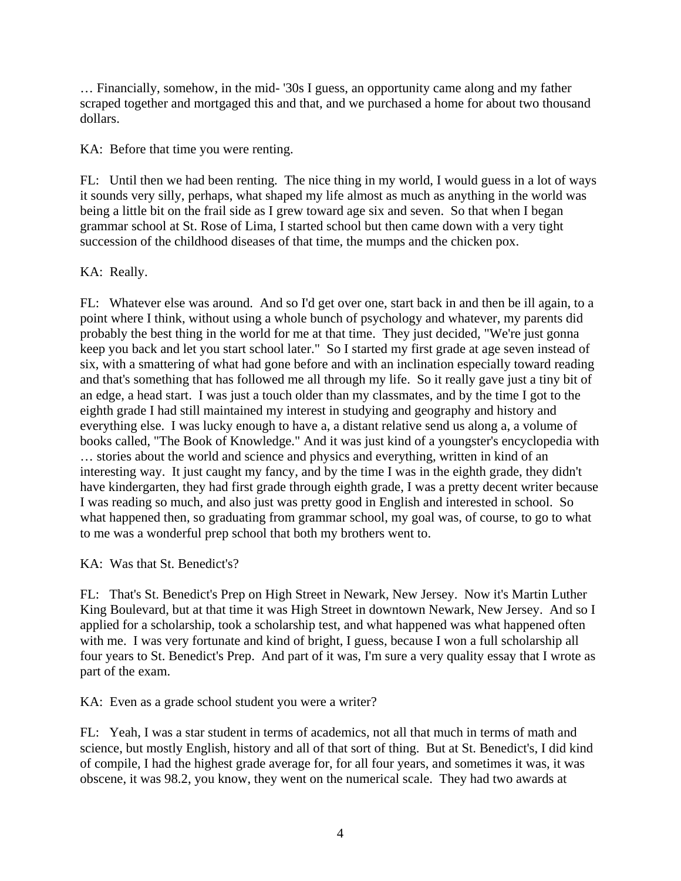… Financially, somehow, in the mid- '30s I guess, an opportunity came along and my father scraped together and mortgaged this and that, and we purchased a home for about two thousand dollars.

KA: Before that time you were renting.

FL: Until then we had been renting. The nice thing in my world, I would guess in a lot of ways it sounds very silly, perhaps, what shaped my life almost as much as anything in the world was being a little bit on the frail side as I grew toward age six and seven. So that when I began grammar school at St. Rose of Lima, I started school but then came down with a very tight succession of the childhood diseases of that time, the mumps and the chicken pox.

KA: Really.

FL: Whatever else was around. And so I'd get over one, start back in and then be ill again, to a point where I think, without using a whole bunch of psychology and whatever, my parents did probably the best thing in the world for me at that time. They just decided, "We're just gonna keep you back and let you start school later." So I started my first grade at age seven instead of six, with a smattering of what had gone before and with an inclination especially toward reading and that's something that has followed me all through my life. So it really gave just a tiny bit of an edge, a head start. I was just a touch older than my classmates, and by the time I got to the eighth grade I had still maintained my interest in studying and geography and history and everything else. I was lucky enough to have a, a distant relative send us along a, a volume of books called, "The Book of Knowledge." And it was just kind of a youngster's encyclopedia with … stories about the world and science and physics and everything, written in kind of an interesting way. It just caught my fancy, and by the time I was in the eighth grade, they didn't have kindergarten, they had first grade through eighth grade, I was a pretty decent writer because I was reading so much, and also just was pretty good in English and interested in school. So what happened then, so graduating from grammar school, my goal was, of course, to go to what to me was a wonderful prep school that both my brothers went to.

KA: Was that St. Benedict's?

FL: That's St. Benedict's Prep on High Street in Newark, New Jersey. Now it's Martin Luther King Boulevard, but at that time it was High Street in downtown Newark, New Jersey. And so I applied for a scholarship, took a scholarship test, and what happened was what happened often with me. I was very fortunate and kind of bright, I guess, because I won a full scholarship all four years to St. Benedict's Prep. And part of it was, I'm sure a very quality essay that I wrote as part of the exam.

KA: Even as a grade school student you were a writer?

FL: Yeah, I was a star student in terms of academics, not all that much in terms of math and science, but mostly English, history and all of that sort of thing. But at St. Benedict's, I did kind of compile, I had the highest grade average for, for all four years, and sometimes it was, it was obscene, it was 98.2, you know, they went on the numerical scale. They had two awards at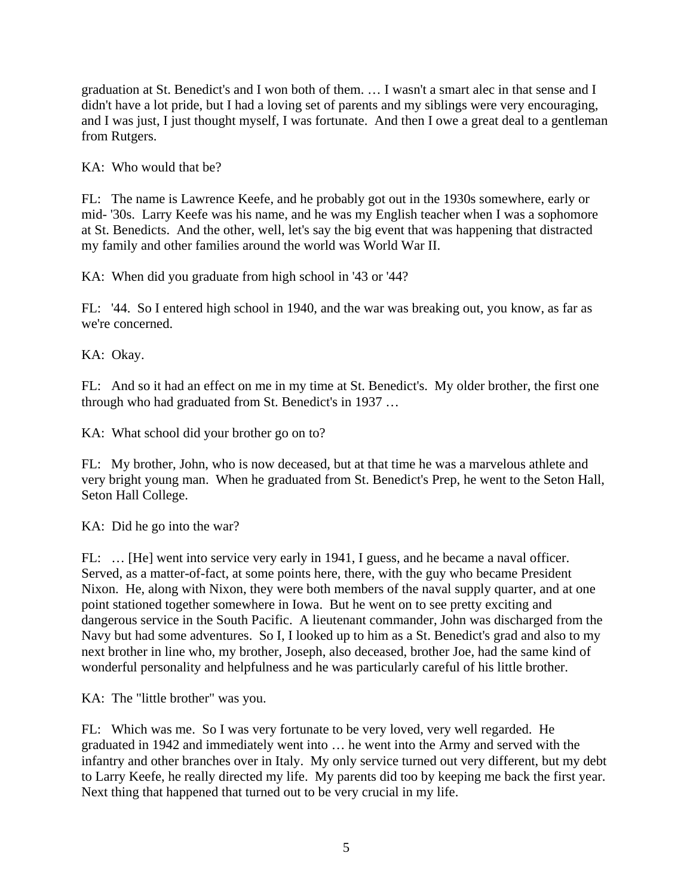graduation at St. Benedict's and I won both of them. … I wasn't a smart alec in that sense and I didn't have a lot pride, but I had a loving set of parents and my siblings were very encouraging, and I was just, I just thought myself, I was fortunate. And then I owe a great deal to a gentleman from Rutgers.

KA: Who would that be?

FL: The name is Lawrence Keefe, and he probably got out in the 1930s somewhere, early or mid- '30s. Larry Keefe was his name, and he was my English teacher when I was a sophomore at St. Benedicts. And the other, well, let's say the big event that was happening that distracted my family and other families around the world was World War II.

KA: When did you graduate from high school in '43 or '44?

FL: '44. So I entered high school in 1940, and the war was breaking out, you know, as far as we're concerned.

KA: Okay.

FL: And so it had an effect on me in my time at St. Benedict's. My older brother, the first one through who had graduated from St. Benedict's in 1937 …

KA: What school did your brother go on to?

FL: My brother, John, who is now deceased, but at that time he was a marvelous athlete and very bright young man. When he graduated from St. Benedict's Prep, he went to the Seton Hall, Seton Hall College.

KA: Did he go into the war?

FL: … [He] went into service very early in 1941, I guess, and he became a naval officer. Served, as a matter-of-fact, at some points here, there, with the guy who became President Nixon. He, along with Nixon, they were both members of the naval supply quarter, and at one point stationed together somewhere in Iowa. But he went on to see pretty exciting and dangerous service in the South Pacific. A lieutenant commander, John was discharged from the Navy but had some adventures. So I, I looked up to him as a St. Benedict's grad and also to my next brother in line who, my brother, Joseph, also deceased, brother Joe, had the same kind of wonderful personality and helpfulness and he was particularly careful of his little brother.

KA: The "little brother" was you.

FL: Which was me. So I was very fortunate to be very loved, very well regarded. He graduated in 1942 and immediately went into … he went into the Army and served with the infantry and other branches over in Italy. My only service turned out very different, but my debt to Larry Keefe, he really directed my life. My parents did too by keeping me back the first year. Next thing that happened that turned out to be very crucial in my life.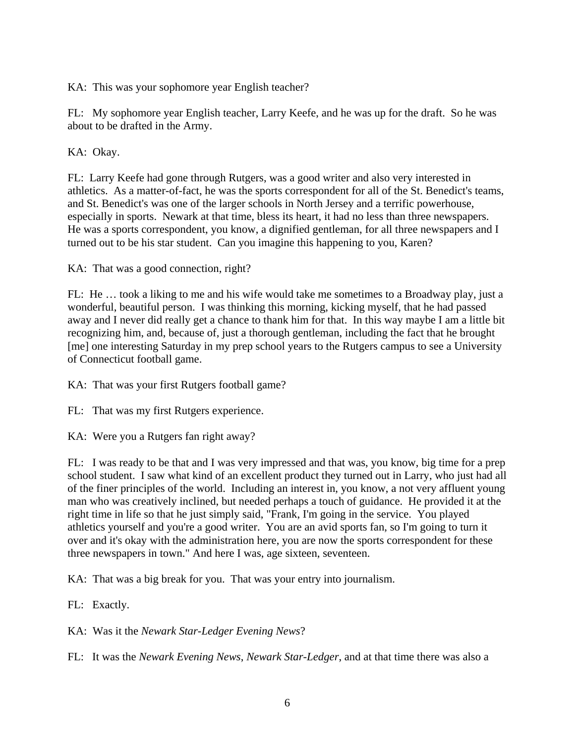KA: This was your sophomore year English teacher?

FL: My sophomore year English teacher, Larry Keefe, and he was up for the draft. So he was about to be drafted in the Army.

KA: Okay.

FL: Larry Keefe had gone through Rutgers, was a good writer and also very interested in athletics. As a matter-of-fact, he was the sports correspondent for all of the St. Benedict's teams, and St. Benedict's was one of the larger schools in North Jersey and a terrific powerhouse, especially in sports. Newark at that time, bless its heart, it had no less than three newspapers. He was a sports correspondent, you know, a dignified gentleman, for all three newspapers and I turned out to be his star student. Can you imagine this happening to you, Karen?

KA: That was a good connection, right?

FL: He … took a liking to me and his wife would take me sometimes to a Broadway play, just a wonderful, beautiful person. I was thinking this morning, kicking myself, that he had passed away and I never did really get a chance to thank him for that. In this way maybe I am a little bit recognizing him, and, because of, just a thorough gentleman, including the fact that he brought [me] one interesting Saturday in my prep school years to the Rutgers campus to see a University of Connecticut football game.

KA: That was your first Rutgers football game?

FL: That was my first Rutgers experience.

KA: Were you a Rutgers fan right away?

FL: I was ready to be that and I was very impressed and that was, you know, big time for a prep school student. I saw what kind of an excellent product they turned out in Larry, who just had all of the finer principles of the world. Including an interest in, you know, a not very affluent young man who was creatively inclined, but needed perhaps a touch of guidance. He provided it at the right time in life so that he just simply said, "Frank, I'm going in the service. You played athletics yourself and you're a good writer. You are an avid sports fan, so I'm going to turn it over and it's okay with the administration here, you are now the sports correspondent for these three newspapers in town." And here I was, age sixteen, seventeen.

KA: That was a big break for you. That was your entry into journalism.

FL: Exactly.

KA: Was it the *Newark Star-Ledger Evening News*?

FL: It was the *Newark Evening News*, *Newark Star-Ledger*, and at that time there was also a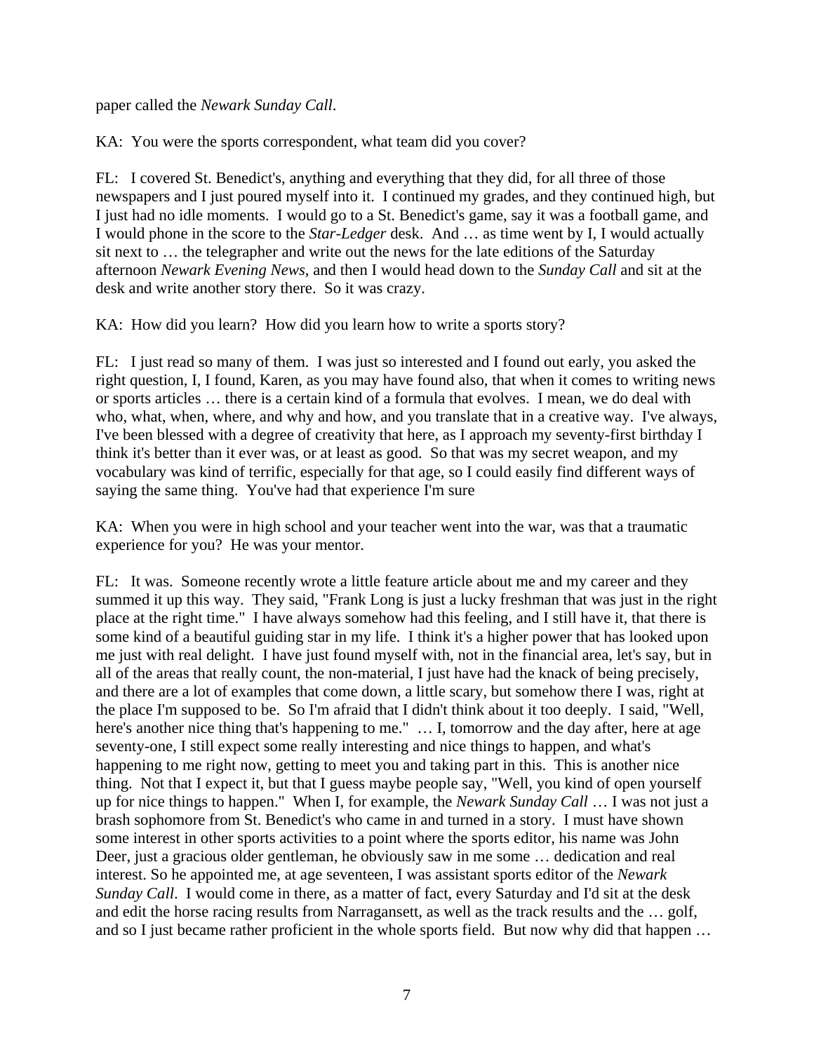paper called the *Newark Sunday Call*.

KA: You were the sports correspondent, what team did you cover?

FL: I covered St. Benedict's, anything and everything that they did, for all three of those newspapers and I just poured myself into it. I continued my grades, and they continued high, but I just had no idle moments. I would go to a St. Benedict's game, say it was a football game, and I would phone in the score to the *Star-Ledger* desk. And … as time went by I, I would actually sit next to … the telegrapher and write out the news for the late editions of the Saturday afternoon *Newark Evening News*, and then I would head down to the *Sunday Call* and sit at the desk and write another story there. So it was crazy.

KA: How did you learn? How did you learn how to write a sports story?

FL: I just read so many of them. I was just so interested and I found out early, you asked the right question, I, I found, Karen, as you may have found also, that when it comes to writing news or sports articles … there is a certain kind of a formula that evolves. I mean, we do deal with who, what, when, where, and why and how, and you translate that in a creative way. I've always, I've been blessed with a degree of creativity that here, as I approach my seventy-first birthday I think it's better than it ever was, or at least as good. So that was my secret weapon, and my vocabulary was kind of terrific, especially for that age, so I could easily find different ways of saying the same thing. You've had that experience I'm sure

KA: When you were in high school and your teacher went into the war, was that a traumatic experience for you? He was your mentor.

FL: It was. Someone recently wrote a little feature article about me and my career and they summed it up this way. They said, "Frank Long is just a lucky freshman that was just in the right place at the right time." I have always somehow had this feeling, and I still have it, that there is some kind of a beautiful guiding star in my life. I think it's a higher power that has looked upon me just with real delight. I have just found myself with, not in the financial area, let's say, but in all of the areas that really count, the non-material, I just have had the knack of being precisely, and there are a lot of examples that come down, a little scary, but somehow there I was, right at the place I'm supposed to be. So I'm afraid that I didn't think about it too deeply. I said, "Well, here's another nice thing that's happening to me." … I, tomorrow and the day after, here at age seventy-one, I still expect some really interesting and nice things to happen, and what's happening to me right now, getting to meet you and taking part in this. This is another nice thing. Not that I expect it, but that I guess maybe people say, "Well, you kind of open yourself up for nice things to happen." When I, for example, the *Newark Sunday Call* … I was not just a brash sophomore from St. Benedict's who came in and turned in a story. I must have shown some interest in other sports activities to a point where the sports editor, his name was John Deer, just a gracious older gentleman, he obviously saw in me some … dedication and real interest. So he appointed me, at age seventeen, I was assistant sports editor of the *Newark Sunday Call*. I would come in there, as a matter of fact, every Saturday and I'd sit at the desk and edit the horse racing results from Narragansett, as well as the track results and the … golf, and so I just became rather proficient in the whole sports field. But now why did that happen …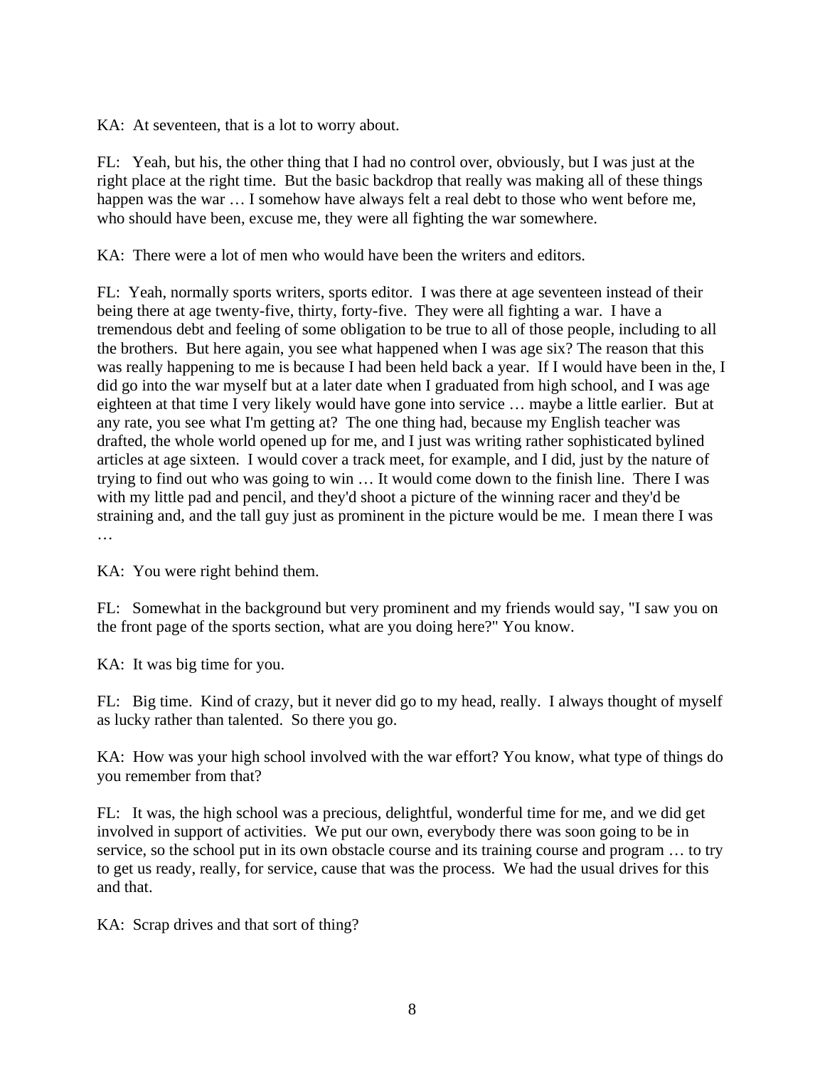KA: At seventeen, that is a lot to worry about.

FL: Yeah, but his, the other thing that I had no control over, obviously, but I was just at the right place at the right time. But the basic backdrop that really was making all of these things happen was the war … I somehow have always felt a real debt to those who went before me, who should have been, excuse me, they were all fighting the war somewhere.

KA: There were a lot of men who would have been the writers and editors.

FL: Yeah, normally sports writers, sports editor. I was there at age seventeen instead of their being there at age twenty-five, thirty, forty-five. They were all fighting a war. I have a tremendous debt and feeling of some obligation to be true to all of those people, including to all the brothers. But here again, you see what happened when I was age six? The reason that this was really happening to me is because I had been held back a year. If I would have been in the, I did go into the war myself but at a later date when I graduated from high school, and I was age eighteen at that time I very likely would have gone into service … maybe a little earlier. But at any rate, you see what I'm getting at? The one thing had, because my English teacher was drafted, the whole world opened up for me, and I just was writing rather sophisticated bylined articles at age sixteen. I would cover a track meet, for example, and I did, just by the nature of trying to find out who was going to win … It would come down to the finish line. There I was with my little pad and pencil, and they'd shoot a picture of the winning racer and they'd be straining and, and the tall guy just as prominent in the picture would be me. I mean there I was …

KA: You were right behind them.

FL: Somewhat in the background but very prominent and my friends would say, "I saw you on the front page of the sports section, what are you doing here?" You know.

KA: It was big time for you.

FL: Big time. Kind of crazy, but it never did go to my head, really. I always thought of myself as lucky rather than talented. So there you go.

KA: How was your high school involved with the war effort? You know, what type of things do you remember from that?

FL: It was, the high school was a precious, delightful, wonderful time for me, and we did get involved in support of activities. We put our own, everybody there was soon going to be in service, so the school put in its own obstacle course and its training course and program … to try to get us ready, really, for service, cause that was the process. We had the usual drives for this and that.

KA: Scrap drives and that sort of thing?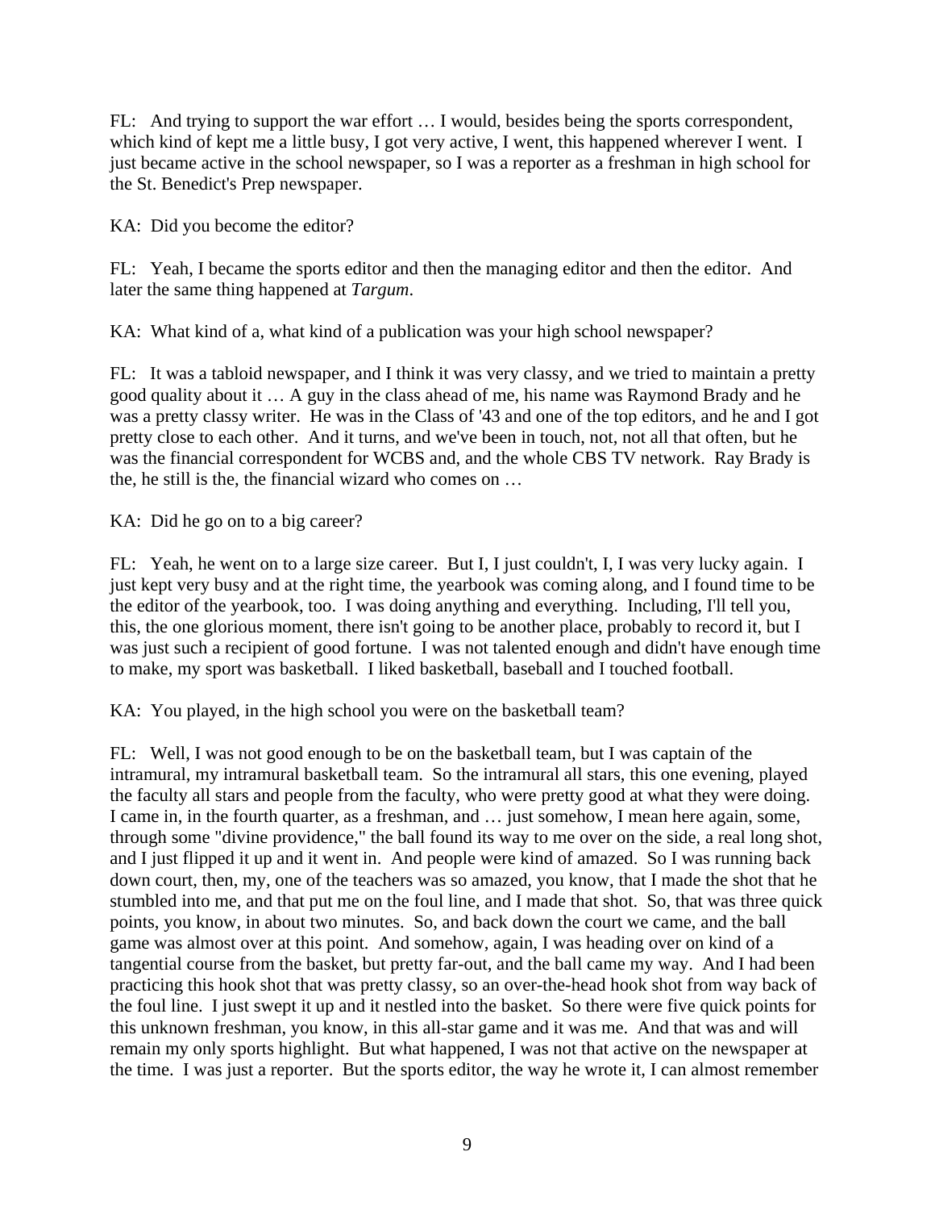FL: And trying to support the war effort … I would, besides being the sports correspondent, which kind of kept me a little busy, I got very active, I went, this happened wherever I went. I just became active in the school newspaper, so I was a reporter as a freshman in high school for the St. Benedict's Prep newspaper.

KA: Did you become the editor?

FL: Yeah, I became the sports editor and then the managing editor and then the editor. And later the same thing happened at *Targum*.

KA: What kind of a, what kind of a publication was your high school newspaper?

FL: It was a tabloid newspaper, and I think it was very classy, and we tried to maintain a pretty good quality about it … A guy in the class ahead of me, his name was Raymond Brady and he was a pretty classy writer. He was in the Class of '43 and one of the top editors, and he and I got pretty close to each other. And it turns, and we've been in touch, not, not all that often, but he was the financial correspondent for WCBS and, and the whole CBS TV network. Ray Brady is the, he still is the, the financial wizard who comes on …

KA: Did he go on to a big career?

FL: Yeah, he went on to a large size career. But I, I just couldn't, I, I was very lucky again. I just kept very busy and at the right time, the yearbook was coming along, and I found time to be the editor of the yearbook, too. I was doing anything and everything. Including, I'll tell you, this, the one glorious moment, there isn't going to be another place, probably to record it, but I was just such a recipient of good fortune. I was not talented enough and didn't have enough time to make, my sport was basketball. I liked basketball, baseball and I touched football.

KA: You played, in the high school you were on the basketball team?

FL: Well, I was not good enough to be on the basketball team, but I was captain of the intramural, my intramural basketball team. So the intramural all stars, this one evening, played the faculty all stars and people from the faculty, who were pretty good at what they were doing. I came in, in the fourth quarter, as a freshman, and … just somehow, I mean here again, some, through some "divine providence," the ball found its way to me over on the side, a real long shot, and I just flipped it up and it went in. And people were kind of amazed. So I was running back down court, then, my, one of the teachers was so amazed, you know, that I made the shot that he stumbled into me, and that put me on the foul line, and I made that shot. So, that was three quick points, you know, in about two minutes. So, and back down the court we came, and the ball game was almost over at this point. And somehow, again, I was heading over on kind of a tangential course from the basket, but pretty far-out, and the ball came my way. And I had been practicing this hook shot that was pretty classy, so an over-the-head hook shot from way back of the foul line. I just swept it up and it nestled into the basket. So there were five quick points for this unknown freshman, you know, in this all-star game and it was me. And that was and will remain my only sports highlight. But what happened, I was not that active on the newspaper at the time. I was just a reporter. But the sports editor, the way he wrote it, I can almost remember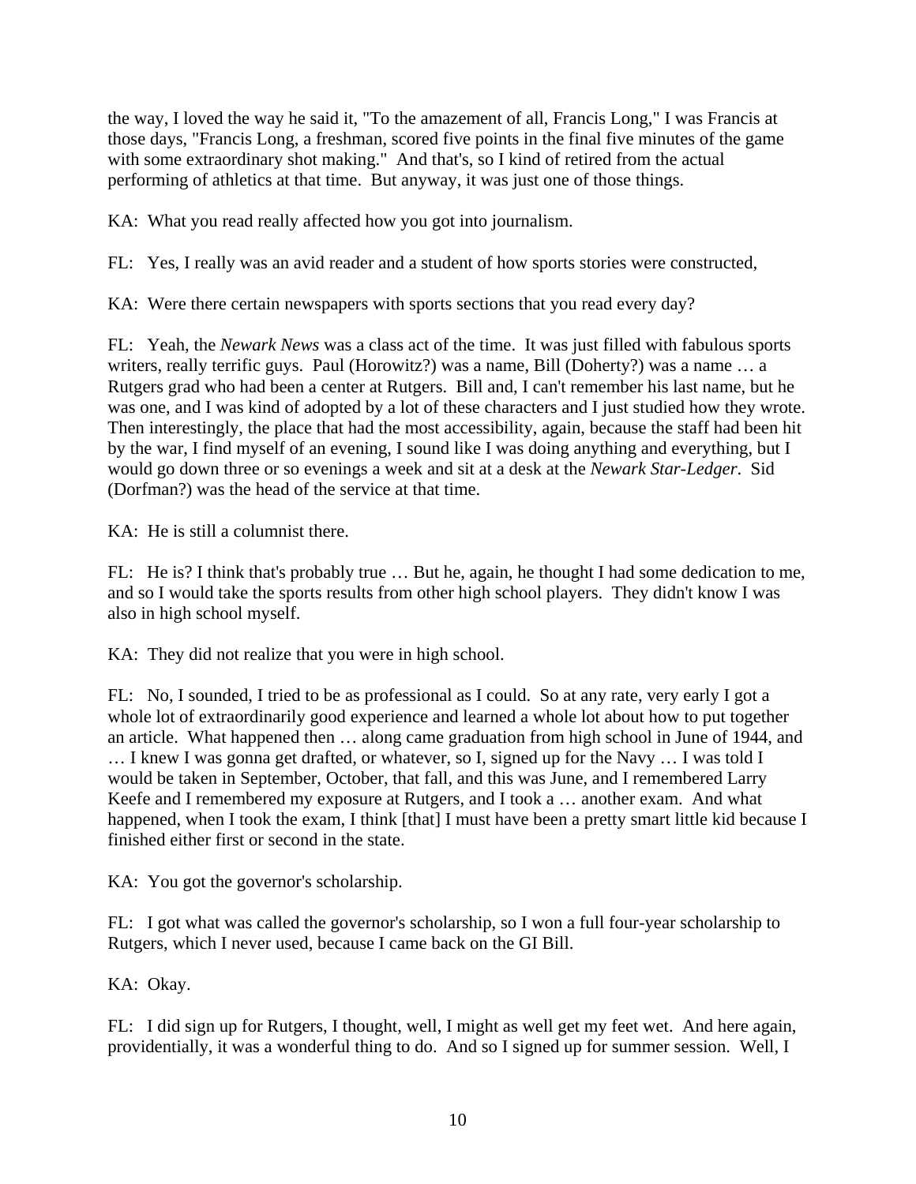the way, I loved the way he said it, "To the amazement of all, Francis Long," I was Francis at those days, "Francis Long, a freshman, scored five points in the final five minutes of the game with some extraordinary shot making." And that's, so I kind of retired from the actual performing of athletics at that time. But anyway, it was just one of those things.

KA: What you read really affected how you got into journalism.

FL: Yes, I really was an avid reader and a student of how sports stories were constructed,

KA: Were there certain newspapers with sports sections that you read every day?

FL: Yeah, the *Newark News* was a class act of the time. It was just filled with fabulous sports writers, really terrific guys. Paul (Horowitz?) was a name, Bill (Doherty?) was a name … a Rutgers grad who had been a center at Rutgers. Bill and, I can't remember his last name, but he was one, and I was kind of adopted by a lot of these characters and I just studied how they wrote. Then interestingly, the place that had the most accessibility, again, because the staff had been hit by the war, I find myself of an evening, I sound like I was doing anything and everything, but I would go down three or so evenings a week and sit at a desk at the *Newark Star-Ledger*. Sid (Dorfman?) was the head of the service at that time.

KA: He is still a columnist there.

FL: He is? I think that's probably true … But he, again, he thought I had some dedication to me, and so I would take the sports results from other high school players. They didn't know I was also in high school myself.

KA: They did not realize that you were in high school.

FL: No, I sounded, I tried to be as professional as I could. So at any rate, very early I got a whole lot of extraordinarily good experience and learned a whole lot about how to put together an article. What happened then … along came graduation from high school in June of 1944, and … I knew I was gonna get drafted, or whatever, so I, signed up for the Navy … I was told I would be taken in September, October, that fall, and this was June, and I remembered Larry Keefe and I remembered my exposure at Rutgers, and I took a … another exam. And what happened, when I took the exam, I think [that] I must have been a pretty smart little kid because I finished either first or second in the state.

KA: You got the governor's scholarship.

FL: I got what was called the governor's scholarship, so I won a full four-year scholarship to Rutgers, which I never used, because I came back on the GI Bill.

KA: Okay.

FL: I did sign up for Rutgers, I thought, well, I might as well get my feet wet. And here again, providentially, it was a wonderful thing to do. And so I signed up for summer session. Well, I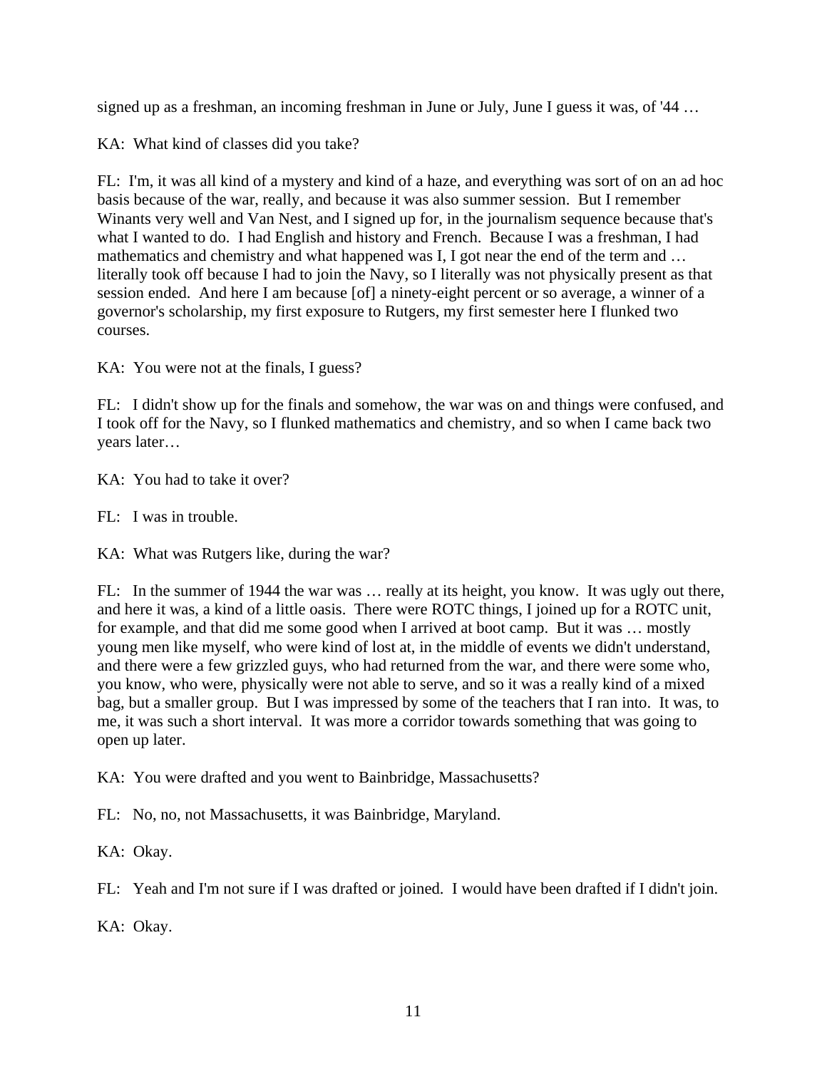signed up as a freshman, an incoming freshman in June or July, June I guess it was, of '44 …

KA: What kind of classes did you take?

FL: I'm, it was all kind of a mystery and kind of a haze, and everything was sort of on an ad hoc basis because of the war, really, and because it was also summer session. But I remember Winants very well and Van Nest, and I signed up for, in the journalism sequence because that's what I wanted to do. I had English and history and French. Because I was a freshman, I had mathematics and chemistry and what happened was I, I got near the end of the term and … literally took off because I had to join the Navy, so I literally was not physically present as that session ended. And here I am because [of] a ninety-eight percent or so average, a winner of a governor's scholarship, my first exposure to Rutgers, my first semester here I flunked two courses.

KA: You were not at the finals, I guess?

FL: I didn't show up for the finals and somehow, the war was on and things were confused, and I took off for the Navy, so I flunked mathematics and chemistry, and so when I came back two years later…

KA: You had to take it over?

FL: I was in trouble.

KA: What was Rutgers like, during the war?

FL: In the summer of 1944 the war was … really at its height, you know. It was ugly out there, and here it was, a kind of a little oasis. There were ROTC things, I joined up for a ROTC unit, for example, and that did me some good when I arrived at boot camp. But it was … mostly young men like myself, who were kind of lost at, in the middle of events we didn't understand, and there were a few grizzled guys, who had returned from the war, and there were some who, you know, who were, physically were not able to serve, and so it was a really kind of a mixed bag, but a smaller group. But I was impressed by some of the teachers that I ran into. It was, to me, it was such a short interval. It was more a corridor towards something that was going to open up later.

KA: You were drafted and you went to Bainbridge, Massachusetts?

FL: No, no, not Massachusetts, it was Bainbridge, Maryland.

KA: Okay.

FL: Yeah and I'm not sure if I was drafted or joined. I would have been drafted if I didn't join.

KA: Okay.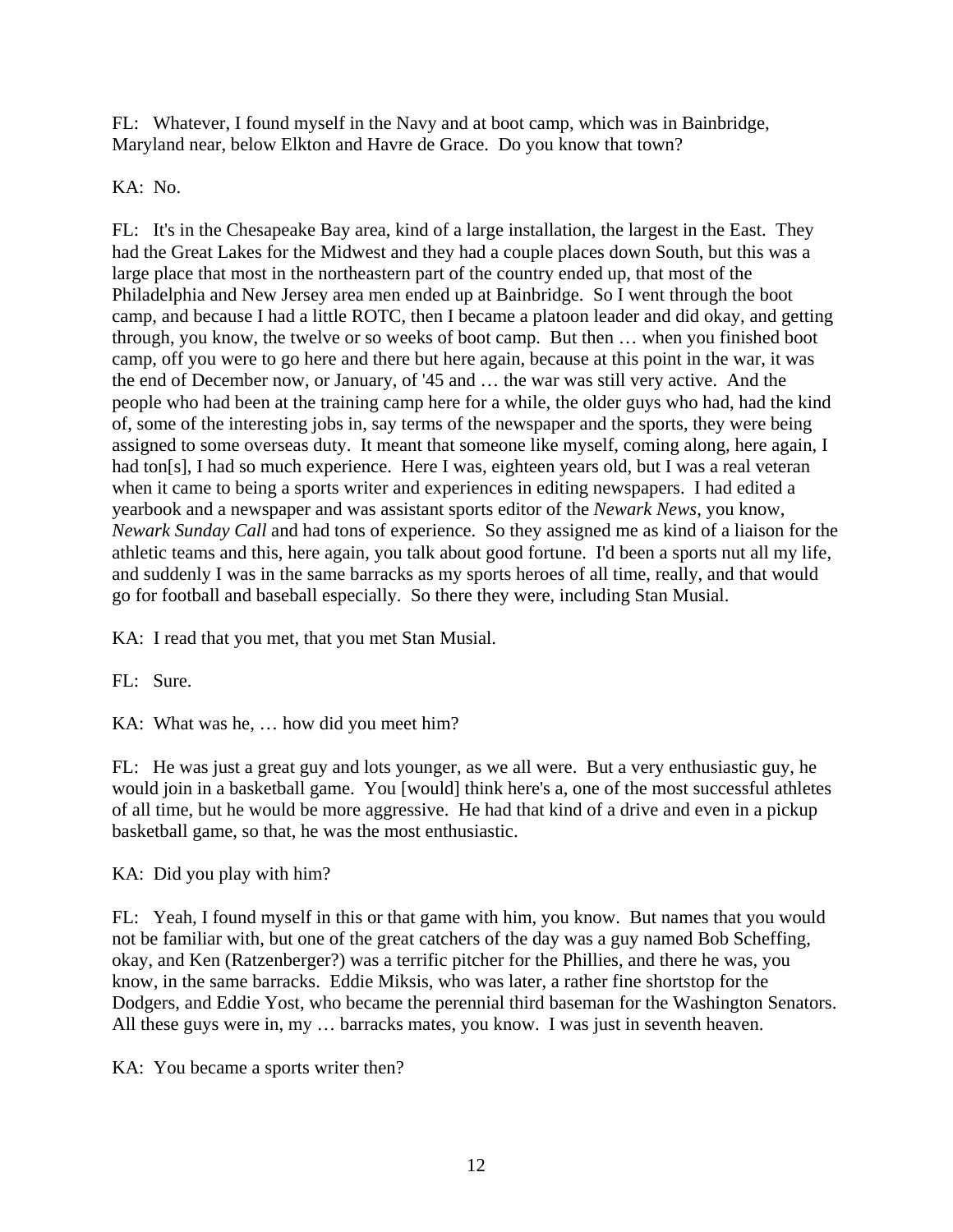FL: Whatever, I found myself in the Navy and at boot camp, which was in Bainbridge, Maryland near, below Elkton and Havre de Grace. Do you know that town?

KA: No.

FL: It's in the Chesapeake Bay area, kind of a large installation, the largest in the East. They had the Great Lakes for the Midwest and they had a couple places down South, but this was a large place that most in the northeastern part of the country ended up, that most of the Philadelphia and New Jersey area men ended up at Bainbridge. So I went through the boot camp, and because I had a little ROTC, then I became a platoon leader and did okay, and getting through, you know, the twelve or so weeks of boot camp. But then … when you finished boot camp, off you were to go here and there but here again, because at this point in the war, it was the end of December now, or January, of '45 and … the war was still very active. And the people who had been at the training camp here for a while, the older guys who had, had the kind of, some of the interesting jobs in, say terms of the newspaper and the sports, they were being assigned to some overseas duty. It meant that someone like myself, coming along, here again, I had ton[s], I had so much experience. Here I was, eighteen years old, but I was a real veteran when it came to being a sports writer and experiences in editing newspapers. I had edited a yearbook and a newspaper and was assistant sports editor of the *Newark News*, you know, *Newark Sunday Call* and had tons of experience. So they assigned me as kind of a liaison for the athletic teams and this, here again, you talk about good fortune. I'd been a sports nut all my life, and suddenly I was in the same barracks as my sports heroes of all time, really, and that would go for football and baseball especially. So there they were, including Stan Musial.

KA: I read that you met, that you met Stan Musial.

FL: Sure.

KA: What was he, … how did you meet him?

FL: He was just a great guy and lots younger, as we all were. But a very enthusiastic guy, he would join in a basketball game. You [would] think here's a, one of the most successful athletes of all time, but he would be more aggressive. He had that kind of a drive and even in a pickup basketball game, so that, he was the most enthusiastic.

KA: Did you play with him?

FL: Yeah, I found myself in this or that game with him, you know. But names that you would not be familiar with, but one of the great catchers of the day was a guy named Bob Scheffing, okay, and Ken (Ratzenberger?) was a terrific pitcher for the Phillies, and there he was, you know, in the same barracks. Eddie Miksis, who was later, a rather fine shortstop for the Dodgers, and Eddie Yost, who became the perennial third baseman for the Washington Senators. All these guys were in, my … barracks mates, you know. I was just in seventh heaven.

KA: You became a sports writer then?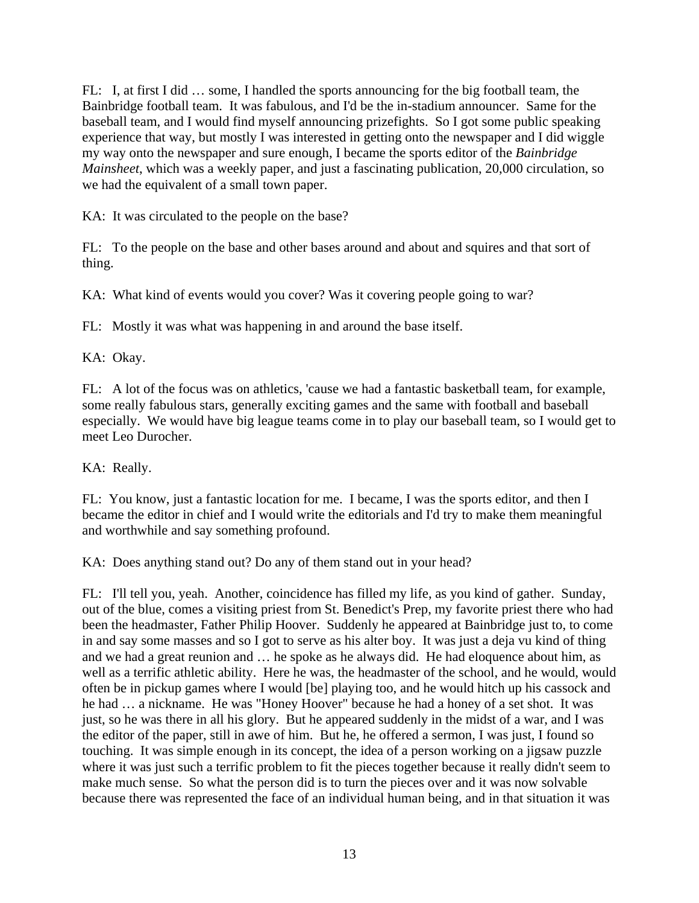FL: I, at first I did … some, I handled the sports announcing for the big football team, the Bainbridge football team. It was fabulous, and I'd be the in-stadium announcer. Same for the baseball team, and I would find myself announcing prizefights. So I got some public speaking experience that way, but mostly I was interested in getting onto the newspaper and I did wiggle my way onto the newspaper and sure enough, I became the sports editor of the *Bainbridge Mainsheet*, which was a weekly paper, and just a fascinating publication, 20,000 circulation, so we had the equivalent of a small town paper.

KA: It was circulated to the people on the base?

FL: To the people on the base and other bases around and about and squires and that sort of thing.

KA: What kind of events would you cover? Was it covering people going to war?

FL: Mostly it was what was happening in and around the base itself.

KA: Okay.

FL: A lot of the focus was on athletics, 'cause we had a fantastic basketball team, for example, some really fabulous stars, generally exciting games and the same with football and baseball especially. We would have big league teams come in to play our baseball team, so I would get to meet Leo Durocher.

KA: Really.

FL: You know, just a fantastic location for me. I became, I was the sports editor, and then I became the editor in chief and I would write the editorials and I'd try to make them meaningful and worthwhile and say something profound.

KA: Does anything stand out? Do any of them stand out in your head?

FL: I'll tell you, yeah. Another, coincidence has filled my life, as you kind of gather. Sunday, out of the blue, comes a visiting priest from St. Benedict's Prep, my favorite priest there who had been the headmaster, Father Philip Hoover. Suddenly he appeared at Bainbridge just to, to come in and say some masses and so I got to serve as his alter boy. It was just a deja vu kind of thing and we had a great reunion and … he spoke as he always did. He had eloquence about him, as well as a terrific athletic ability. Here he was, the headmaster of the school, and he would, would often be in pickup games where I would [be] playing too, and he would hitch up his cassock and he had … a nickname. He was "Honey Hoover" because he had a honey of a set shot. It was just, so he was there in all his glory. But he appeared suddenly in the midst of a war, and I was the editor of the paper, still in awe of him. But he, he offered a sermon, I was just, I found so touching. It was simple enough in its concept, the idea of a person working on a jigsaw puzzle where it was just such a terrific problem to fit the pieces together because it really didn't seem to make much sense. So what the person did is to turn the pieces over and it was now solvable because there was represented the face of an individual human being, and in that situation it was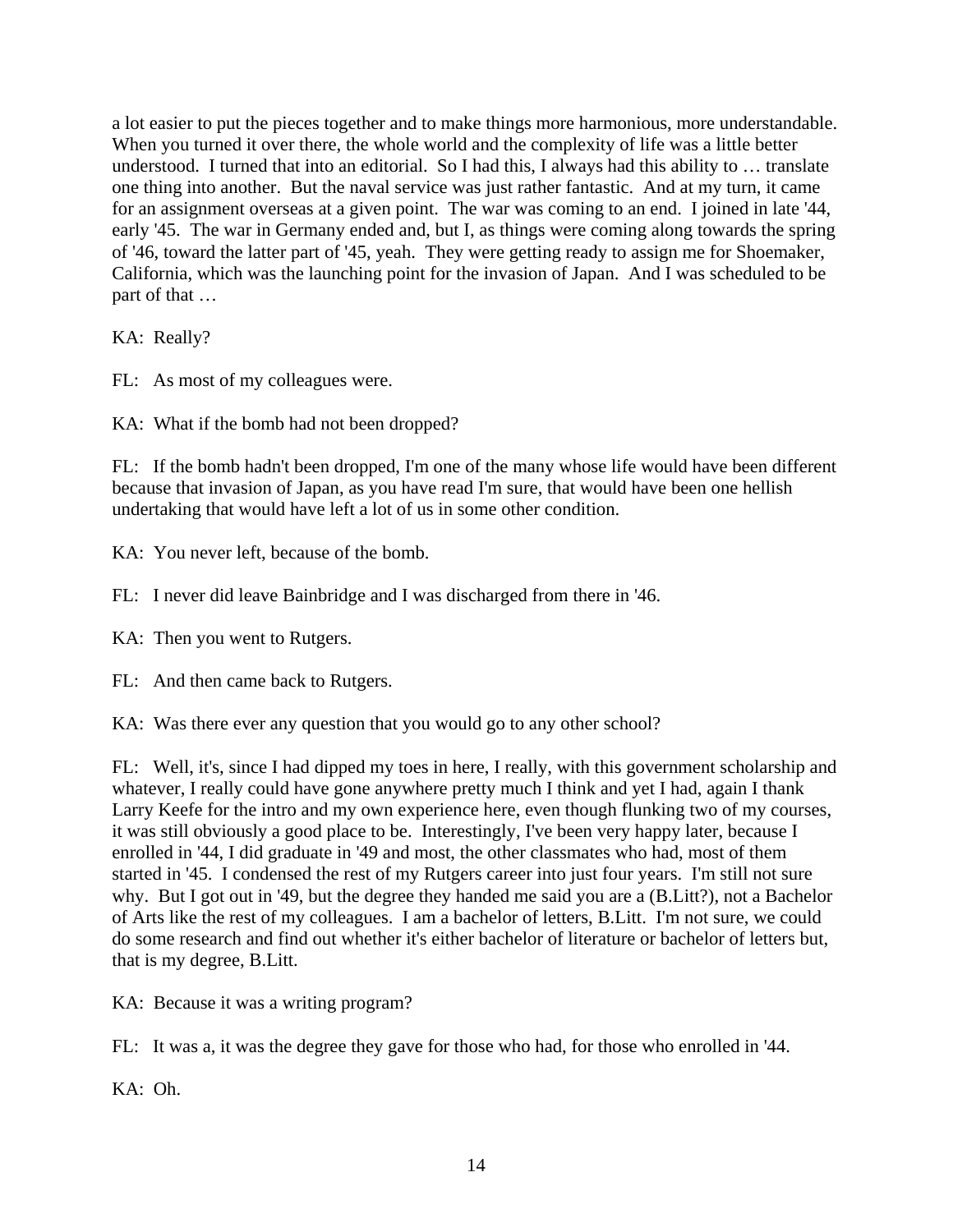a lot easier to put the pieces together and to make things more harmonious, more understandable. When you turned it over there, the whole world and the complexity of life was a little better understood. I turned that into an editorial. So I had this, I always had this ability to … translate one thing into another. But the naval service was just rather fantastic. And at my turn, it came for an assignment overseas at a given point. The war was coming to an end. I joined in late '44, early '45. The war in Germany ended and, but I, as things were coming along towards the spring of '46, toward the latter part of '45, yeah. They were getting ready to assign me for Shoemaker, California, which was the launching point for the invasion of Japan. And I was scheduled to be part of that …

KA: Really?

FL: As most of my colleagues were.

KA: What if the bomb had not been dropped?

FL: If the bomb hadn't been dropped, I'm one of the many whose life would have been different because that invasion of Japan, as you have read I'm sure, that would have been one hellish undertaking that would have left a lot of us in some other condition.

KA: You never left, because of the bomb.

FL: I never did leave Bainbridge and I was discharged from there in '46.

KA: Then you went to Rutgers.

FL: And then came back to Rutgers.

KA: Was there ever any question that you would go to any other school?

FL: Well, it's, since I had dipped my toes in here, I really, with this government scholarship and whatever, I really could have gone anywhere pretty much I think and yet I had, again I thank Larry Keefe for the intro and my own experience here, even though flunking two of my courses, it was still obviously a good place to be. Interestingly, I've been very happy later, because I enrolled in '44, I did graduate in '49 and most, the other classmates who had, most of them started in '45. I condensed the rest of my Rutgers career into just four years. I'm still not sure why. But I got out in '49, but the degree they handed me said you are a (B.Litt?), not a Bachelor of Arts like the rest of my colleagues. I am a bachelor of letters, B.Litt. I'm not sure, we could do some research and find out whether it's either bachelor of literature or bachelor of letters but, that is my degree, B.Litt.

KA: Because it was a writing program?

FL: It was a, it was the degree they gave for those who had, for those who enrolled in '44.

KA: Oh.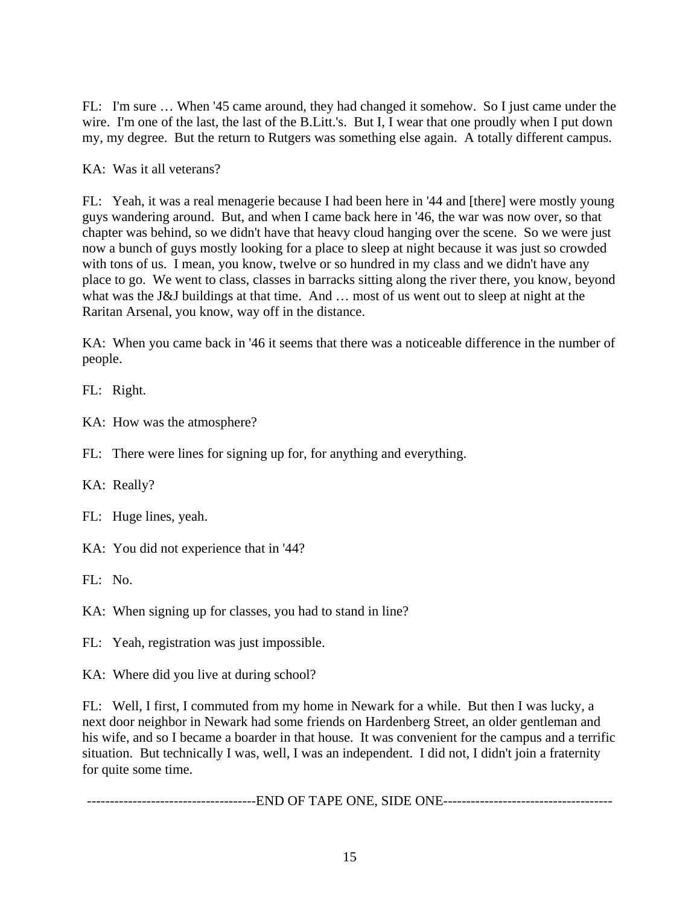FL: I'm sure … When '45 came around, they had changed it somehow. So I just came under the wire. I'm one of the last, the last of the B.Litt.'s. But I, I wear that one proudly when I put down my, my degree. But the return to Rutgers was something else again. A totally different campus.

KA: Was it all veterans?

FL: Yeah, it was a real menagerie because I had been here in '44 and [there] were mostly young guys wandering around. But, and when I came back here in '46, the war was now over, so that chapter was behind, so we didn't have that heavy cloud hanging over the scene. So we were just now a bunch of guys mostly looking for a place to sleep at night because it was just so crowded with tons of us. I mean, you know, twelve or so hundred in my class and we didn't have any place to go. We went to class, classes in barracks sitting along the river there, you know, beyond what was the J&J buildings at that time. And … most of us went out to sleep at night at the Raritan Arsenal, you know, way off in the distance.

KA: When you came back in '46 it seems that there was a noticeable difference in the number of people.

FL: Right.

KA: How was the atmosphere?

FL: There were lines for signing up for, for anything and everything.

KA: Really?

FL: Huge lines, yeah.

KA: You did not experience that in '44?

FL: No.

KA: When signing up for classes, you had to stand in line?

FL: Yeah, registration was just impossible.

KA: Where did you live at during school?

FL: Well, I first, I commuted from my home in Newark for a while. But then I was lucky, a next door neighbor in Newark had some friends on Hardenberg Street, an older gentleman and his wife, and so I became a boarder in that house. It was convenient for the campus and a terrific situation. But technically I was, well, I was an independent. I did not, I didn't join a fraternity for quite some time.

-------------------------------------END OF TAPE ONE, SIDE ONE-------------------------------------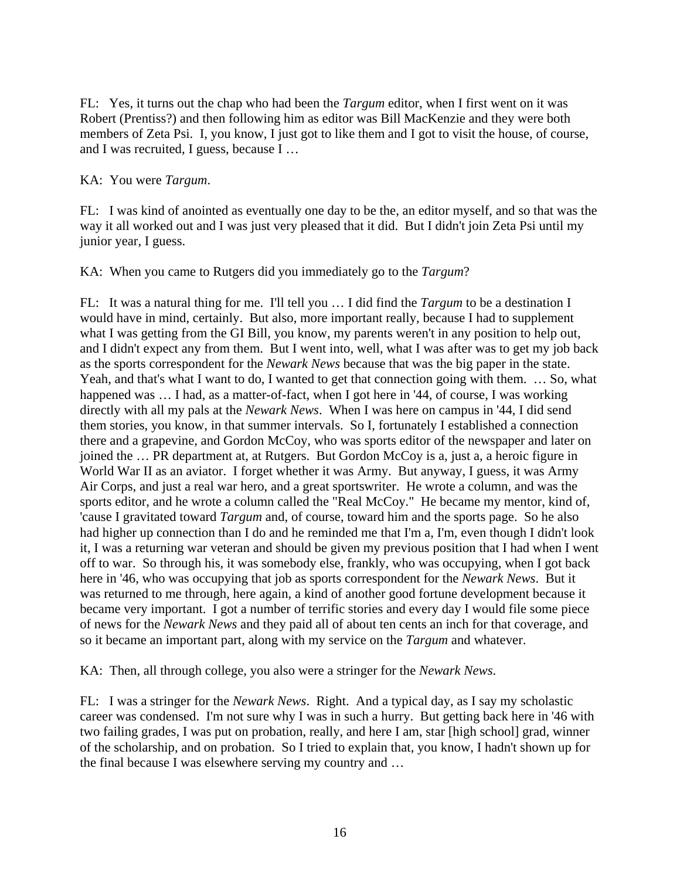FL: Yes, it turns out the chap who had been the *Targum* editor, when I first went on it was Robert (Prentiss?) and then following him as editor was Bill MacKenzie and they were both members of Zeta Psi. I, you know, I just got to like them and I got to visit the house, of course, and I was recruited, I guess, because I …

KA: You were *Targum*.

FL: I was kind of anointed as eventually one day to be the, an editor myself, and so that was the way it all worked out and I was just very pleased that it did. But I didn't join Zeta Psi until my junior year, I guess.

KA: When you came to Rutgers did you immediately go to the *Targum*?

FL: It was a natural thing for me. I'll tell you … I did find the *Targum* to be a destination I would have in mind, certainly. But also, more important really, because I had to supplement what I was getting from the GI Bill, you know, my parents weren't in any position to help out, and I didn't expect any from them. But I went into, well, what I was after was to get my job back as the sports correspondent for the *Newark News* because that was the big paper in the state. Yeah, and that's what I want to do, I wanted to get that connection going with them. … So, what happened was … I had, as a matter-of-fact, when I got here in '44, of course, I was working directly with all my pals at the *Newark News*. When I was here on campus in '44, I did send them stories, you know, in that summer intervals. So I, fortunately I established a connection there and a grapevine, and Gordon McCoy, who was sports editor of the newspaper and later on joined the … PR department at, at Rutgers. But Gordon McCoy is a, just a, a heroic figure in World War II as an aviator. I forget whether it was Army. But anyway, I guess, it was Army Air Corps, and just a real war hero, and a great sportswriter. He wrote a column, and was the sports editor, and he wrote a column called the "Real McCoy." He became my mentor, kind of, 'cause I gravitated toward *Targum* and, of course, toward him and the sports page. So he also had higher up connection than I do and he reminded me that I'm a, I'm, even though I didn't look it, I was a returning war veteran and should be given my previous position that I had when I went off to war. So through his, it was somebody else, frankly, who was occupying, when I got back here in '46, who was occupying that job as sports correspondent for the *Newark News*. But it was returned to me through, here again, a kind of another good fortune development because it became very important. I got a number of terrific stories and every day I would file some piece of news for the *Newark News* and they paid all of about ten cents an inch for that coverage, and so it became an important part, along with my service on the *Targum* and whatever.

KA: Then, all through college, you also were a stringer for the *Newark News*.

FL: I was a stringer for the *Newark News*. Right. And a typical day, as I say my scholastic career was condensed. I'm not sure why I was in such a hurry. But getting back here in '46 with two failing grades, I was put on probation, really, and here I am, star [high school] grad, winner of the scholarship, and on probation. So I tried to explain that, you know, I hadn't shown up for the final because I was elsewhere serving my country and …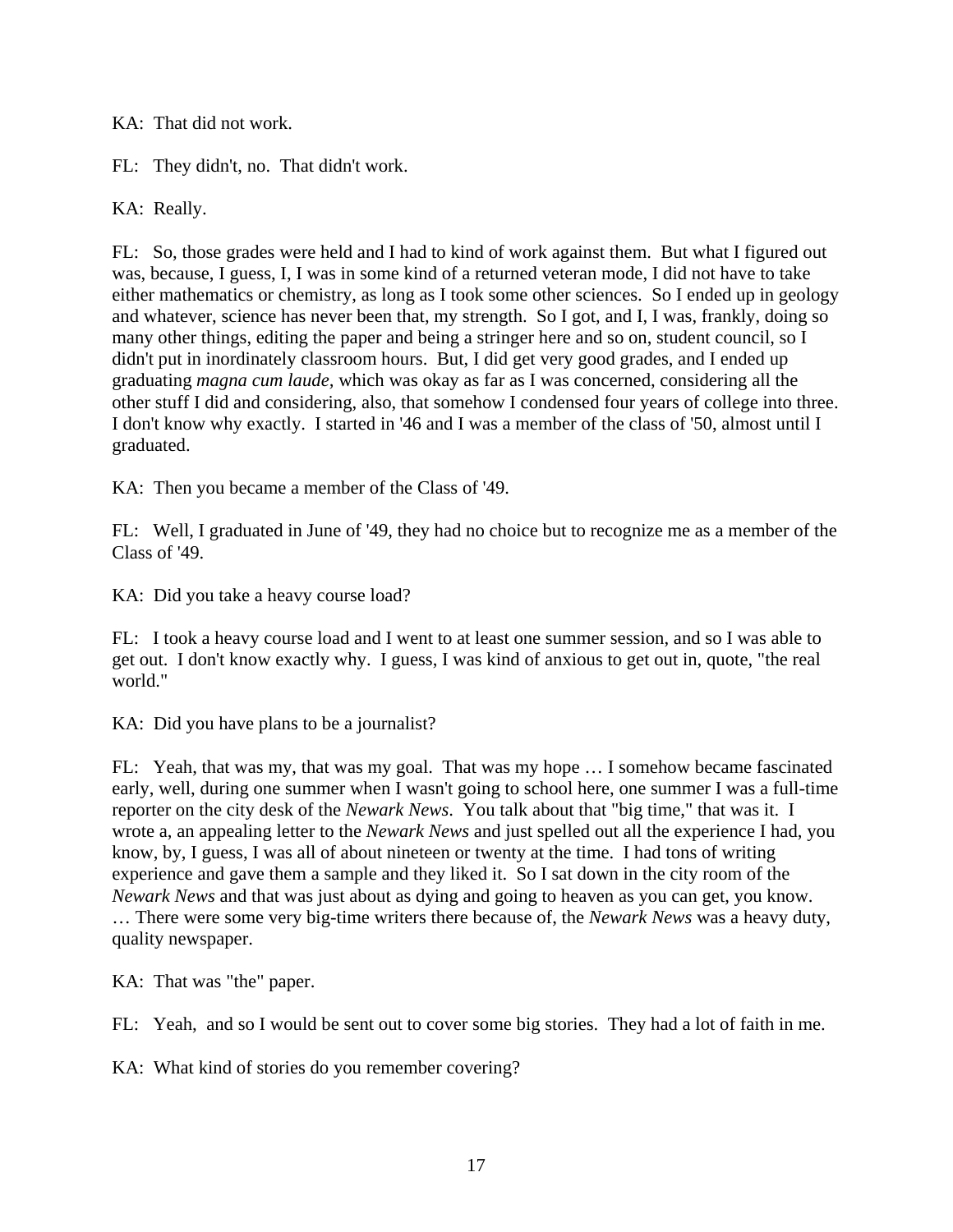KA: That did not work.

FL: They didn't, no. That didn't work.

KA: Really.

FL: So, those grades were held and I had to kind of work against them. But what I figured out was, because, I guess, I, I was in some kind of a returned veteran mode, I did not have to take either mathematics or chemistry, as long as I took some other sciences. So I ended up in geology and whatever, science has never been that, my strength. So I got, and I, I was, frankly, doing so many other things, editing the paper and being a stringer here and so on, student council, so I didn't put in inordinately classroom hours. But, I did get very good grades, and I ended up graduating *magna cum laude*, which was okay as far as I was concerned, considering all the other stuff I did and considering, also, that somehow I condensed four years of college into three. I don't know why exactly. I started in '46 and I was a member of the class of '50, almost until I graduated.

KA: Then you became a member of the Class of '49.

FL: Well, I graduated in June of '49, they had no choice but to recognize me as a member of the Class of '49.

KA: Did you take a heavy course load?

FL: I took a heavy course load and I went to at least one summer session, and so I was able to get out. I don't know exactly why. I guess, I was kind of anxious to get out in, quote, "the real world."

KA: Did you have plans to be a journalist?

FL: Yeah, that was my, that was my goal. That was my hope … I somehow became fascinated early, well, during one summer when I wasn't going to school here, one summer I was a full-time reporter on the city desk of the *Newark News*. You talk about that "big time," that was it. I wrote a, an appealing letter to the *Newark News* and just spelled out all the experience I had, you know, by, I guess, I was all of about nineteen or twenty at the time. I had tons of writing experience and gave them a sample and they liked it. So I sat down in the city room of the *Newark News* and that was just about as dying and going to heaven as you can get, you know. … There were some very big-time writers there because of, the *Newark News* was a heavy duty, quality newspaper.

KA: That was "the" paper.

FL: Yeah, and so I would be sent out to cover some big stories. They had a lot of faith in me.

KA: What kind of stories do you remember covering?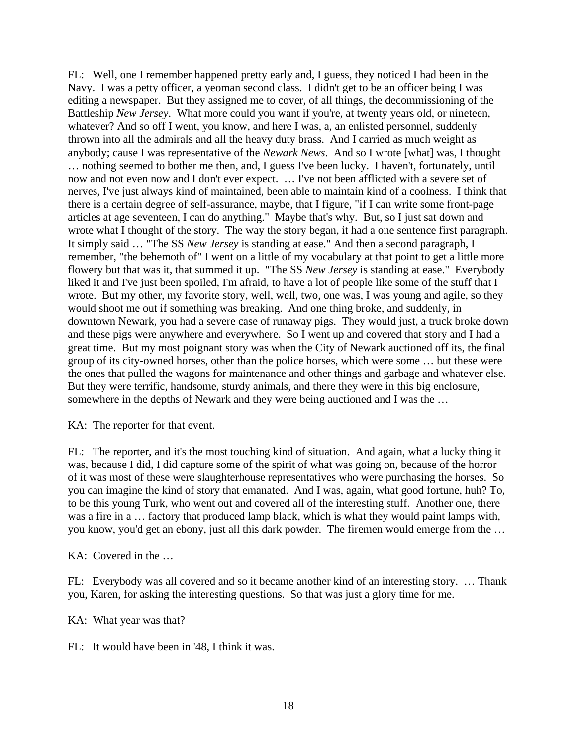FL: Well, one I remember happened pretty early and, I guess, they noticed I had been in the Navy. I was a petty officer, a yeoman second class. I didn't get to be an officer being I was editing a newspaper. But they assigned me to cover, of all things, the decommissioning of the Battleship *New Jersey*. What more could you want if you're, at twenty years old, or nineteen, whatever? And so off I went, you know, and here I was, a, an enlisted personnel, suddenly thrown into all the admirals and all the heavy duty brass. And I carried as much weight as anybody; cause I was representative of the *Newark News*. And so I wrote [what] was, I thought … nothing seemed to bother me then, and, I guess I've been lucky. I haven't, fortunately, until now and not even now and I don't ever expect. … I've not been afflicted with a severe set of nerves, I've just always kind of maintained, been able to maintain kind of a coolness. I think that there is a certain degree of self-assurance, maybe, that I figure, "if I can write some front-page articles at age seventeen, I can do anything." Maybe that's why. But, so I just sat down and wrote what I thought of the story. The way the story began, it had a one sentence first paragraph. It simply said … "The SS *New Jersey* is standing at ease." And then a second paragraph, I remember, "the behemoth of" I went on a little of my vocabulary at that point to get a little more flowery but that was it, that summed it up. "The SS *New Jersey* is standing at ease." Everybody liked it and I've just been spoiled, I'm afraid, to have a lot of people like some of the stuff that I wrote. But my other, my favorite story, well, well, two, one was, I was young and agile, so they would shoot me out if something was breaking. And one thing broke, and suddenly, in downtown Newark, you had a severe case of runaway pigs. They would just, a truck broke down and these pigs were anywhere and everywhere. So I went up and covered that story and I had a great time. But my most poignant story was when the City of Newark auctioned off its, the final group of its city-owned horses, other than the police horses, which were some … but these were the ones that pulled the wagons for maintenance and other things and garbage and whatever else. But they were terrific, handsome, sturdy animals, and there they were in this big enclosure, somewhere in the depths of Newark and they were being auctioned and I was the …

KA: The reporter for that event.

FL: The reporter, and it's the most touching kind of situation. And again, what a lucky thing it was, because I did, I did capture some of the spirit of what was going on, because of the horror of it was most of these were slaughterhouse representatives who were purchasing the horses. So you can imagine the kind of story that emanated. And I was, again, what good fortune, huh? To, to be this young Turk, who went out and covered all of the interesting stuff. Another one, there was a fire in a … factory that produced lamp black, which is what they would paint lamps with, you know, you'd get an ebony, just all this dark powder. The firemen would emerge from the …

KA: Covered in the …

FL: Everybody was all covered and so it became another kind of an interesting story. … Thank you, Karen, for asking the interesting questions. So that was just a glory time for me.

KA: What year was that?

FL: It would have been in '48, I think it was.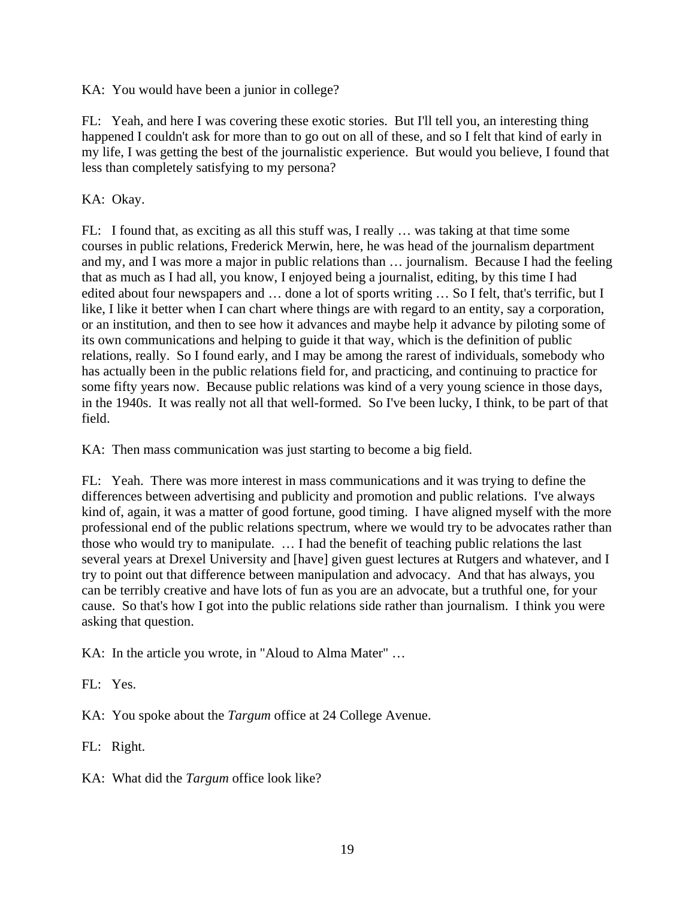KA: You would have been a junior in college?

FL: Yeah, and here I was covering these exotic stories. But I'll tell you, an interesting thing happened I couldn't ask for more than to go out on all of these, and so I felt that kind of early in my life, I was getting the best of the journalistic experience. But would you believe, I found that less than completely satisfying to my persona?

KA: Okay.

FL: I found that, as exciting as all this stuff was, I really … was taking at that time some courses in public relations, Frederick Merwin, here, he was head of the journalism department and my, and I was more a major in public relations than … journalism. Because I had the feeling that as much as I had all, you know, I enjoyed being a journalist, editing, by this time I had edited about four newspapers and … done a lot of sports writing … So I felt, that's terrific, but I like, I like it better when I can chart where things are with regard to an entity, say a corporation, or an institution, and then to see how it advances and maybe help it advance by piloting some of its own communications and helping to guide it that way, which is the definition of public relations, really. So I found early, and I may be among the rarest of individuals, somebody who has actually been in the public relations field for, and practicing, and continuing to practice for some fifty years now. Because public relations was kind of a very young science in those days, in the 1940s. It was really not all that well-formed. So I've been lucky, I think, to be part of that field.

KA: Then mass communication was just starting to become a big field.

FL: Yeah. There was more interest in mass communications and it was trying to define the differences between advertising and publicity and promotion and public relations. I've always kind of, again, it was a matter of good fortune, good timing. I have aligned myself with the more professional end of the public relations spectrum, where we would try to be advocates rather than those who would try to manipulate. … I had the benefit of teaching public relations the last several years at Drexel University and [have] given guest lectures at Rutgers and whatever, and I try to point out that difference between manipulation and advocacy. And that has always, you can be terribly creative and have lots of fun as you are an advocate, but a truthful one, for your cause. So that's how I got into the public relations side rather than journalism. I think you were asking that question.

KA: In the article you wrote, in "Aloud to Alma Mater" …

FL: Yes.

KA: You spoke about the *Targum* office at 24 College Avenue.

FL: Right.

KA: What did the *Targum* office look like?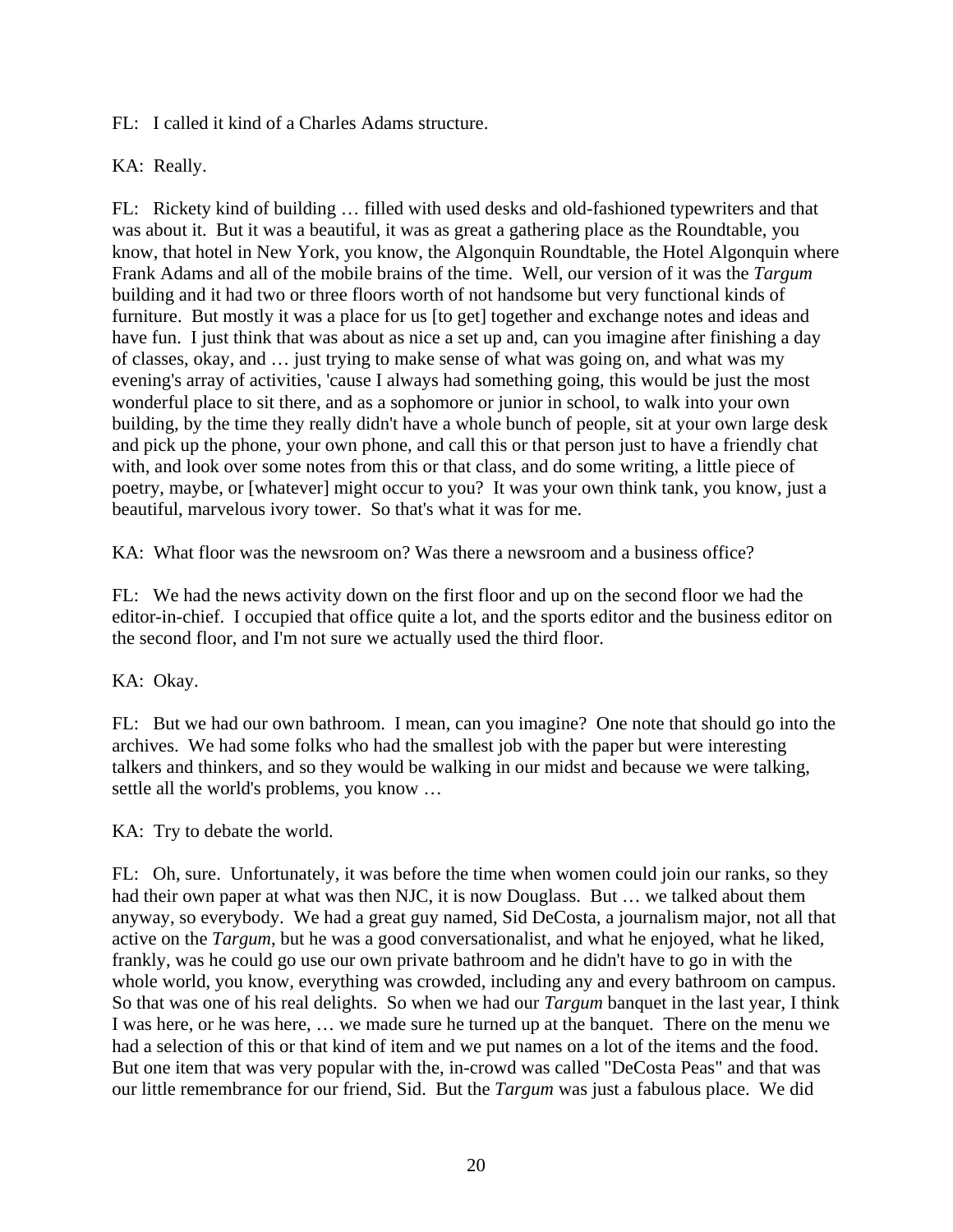FL: I called it kind of a Charles Adams structure.

KA: Really.

FL: Rickety kind of building … filled with used desks and old-fashioned typewriters and that was about it. But it was a beautiful, it was as great a gathering place as the Roundtable, you know, that hotel in New York, you know, the Algonquin Roundtable, the Hotel Algonquin where Frank Adams and all of the mobile brains of the time. Well, our version of it was the *Targum* building and it had two or three floors worth of not handsome but very functional kinds of furniture. But mostly it was a place for us [to get] together and exchange notes and ideas and have fun. I just think that was about as nice a set up and, can you imagine after finishing a day of classes, okay, and … just trying to make sense of what was going on, and what was my evening's array of activities, 'cause I always had something going, this would be just the most wonderful place to sit there, and as a sophomore or junior in school, to walk into your own building, by the time they really didn't have a whole bunch of people, sit at your own large desk and pick up the phone, your own phone, and call this or that person just to have a friendly chat with, and look over some notes from this or that class, and do some writing, a little piece of poetry, maybe, or [whatever] might occur to you? It was your own think tank, you know, just a beautiful, marvelous ivory tower. So that's what it was for me.

KA: What floor was the newsroom on? Was there a newsroom and a business office?

FL: We had the news activity down on the first floor and up on the second floor we had the editor-in-chief. I occupied that office quite a lot, and the sports editor and the business editor on the second floor, and I'm not sure we actually used the third floor.

KA: Okay.

FL: But we had our own bathroom. I mean, can you imagine? One note that should go into the archives. We had some folks who had the smallest job with the paper but were interesting talkers and thinkers, and so they would be walking in our midst and because we were talking, settle all the world's problems, you know …

KA: Try to debate the world.

FL: Oh, sure. Unfortunately, it was before the time when women could join our ranks, so they had their own paper at what was then NJC, it is now Douglass. But … we talked about them anyway, so everybody. We had a great guy named, Sid DeCosta, a journalism major, not all that active on the *Targum*, but he was a good conversationalist, and what he enjoyed, what he liked, frankly, was he could go use our own private bathroom and he didn't have to go in with the whole world, you know, everything was crowded, including any and every bathroom on campus. So that was one of his real delights. So when we had our *Targum* banquet in the last year, I think I was here, or he was here, … we made sure he turned up at the banquet. There on the menu we had a selection of this or that kind of item and we put names on a lot of the items and the food. But one item that was very popular with the, in-crowd was called "DeCosta Peas" and that was our little remembrance for our friend, Sid. But the *Targum* was just a fabulous place. We did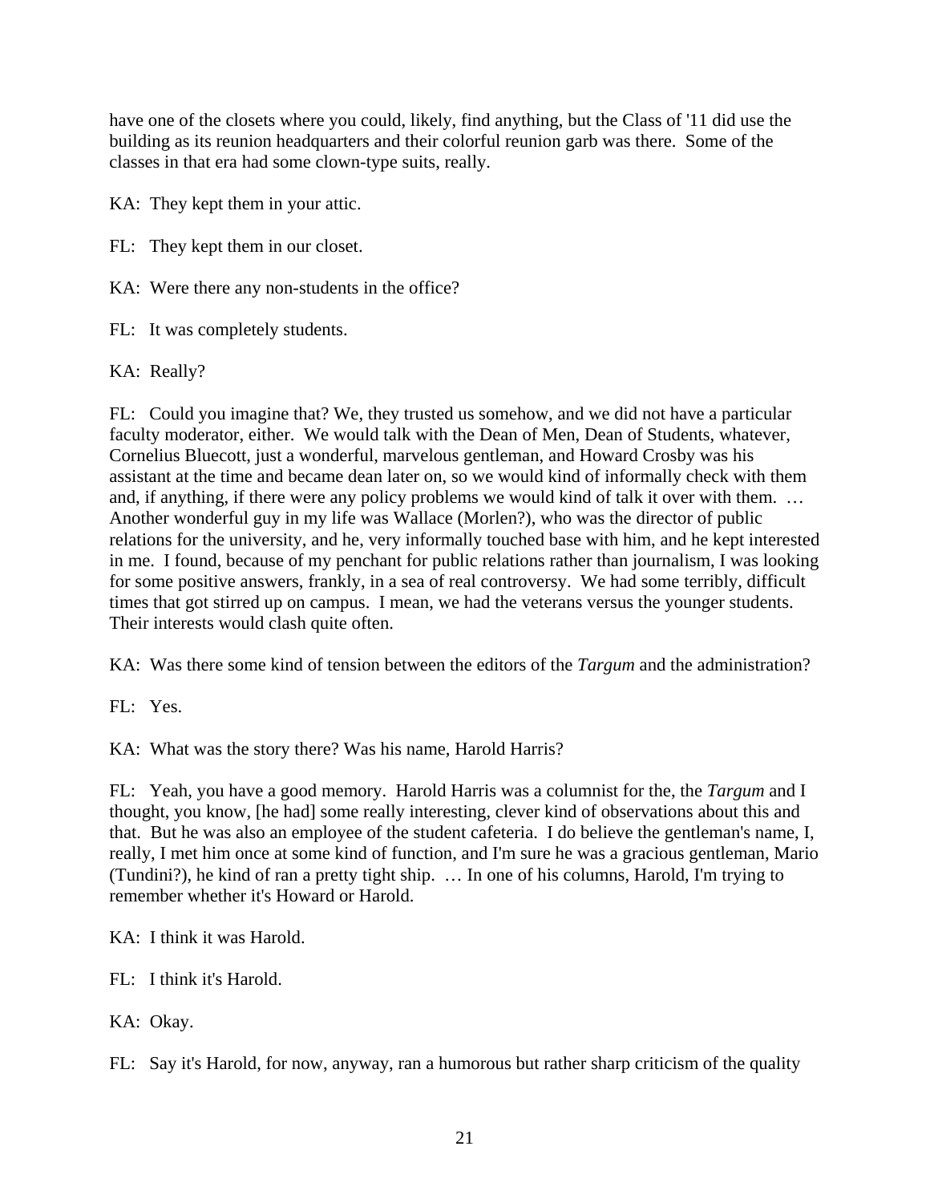have one of the closets where you could, likely, find anything, but the Class of '11 did use the building as its reunion headquarters and their colorful reunion garb was there. Some of the classes in that era had some clown-type suits, really.

KA: They kept them in your attic.

FL: They kept them in our closet.

KA: Were there any non-students in the office?

FL: It was completely students.

KA: Really?

FL: Could you imagine that? We, they trusted us somehow, and we did not have a particular faculty moderator, either. We would talk with the Dean of Men, Dean of Students, whatever, Cornelius Bluecott, just a wonderful, marvelous gentleman, and Howard Crosby was his assistant at the time and became dean later on, so we would kind of informally check with them and, if anything, if there were any policy problems we would kind of talk it over with them. … Another wonderful guy in my life was Wallace (Morlen?), who was the director of public relations for the university, and he, very informally touched base with him, and he kept interested in me. I found, because of my penchant for public relations rather than journalism, I was looking for some positive answers, frankly, in a sea of real controversy. We had some terribly, difficult times that got stirred up on campus. I mean, we had the veterans versus the younger students. Their interests would clash quite often.

KA: Was there some kind of tension between the editors of the *Targum* and the administration?

FL: Yes.

KA: What was the story there? Was his name, Harold Harris?

FL: Yeah, you have a good memory. Harold Harris was a columnist for the, the *Targum* and I thought, you know, [he had] some really interesting, clever kind of observations about this and that. But he was also an employee of the student cafeteria. I do believe the gentleman's name, I, really, I met him once at some kind of function, and I'm sure he was a gracious gentleman, Mario (Tundini?), he kind of ran a pretty tight ship. … In one of his columns, Harold, I'm trying to remember whether it's Howard or Harold.

KA: I think it was Harold.

FL: I think it's Harold.

KA: Okay.

FL: Say it's Harold, for now, anyway, ran a humorous but rather sharp criticism of the quality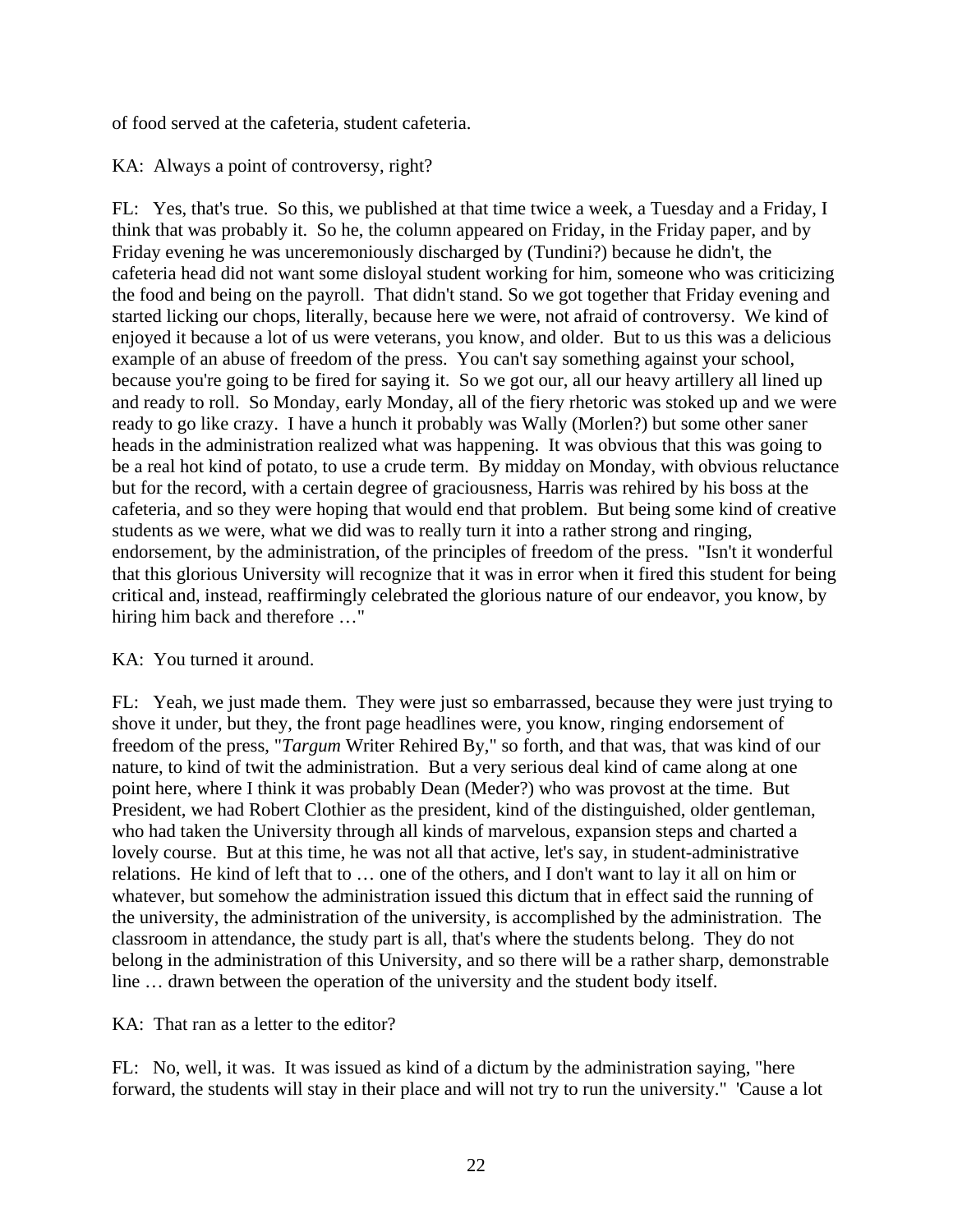of food served at the cafeteria, student cafeteria.

KA: Always a point of controversy, right?

FL: Yes, that's true. So this, we published at that time twice a week, a Tuesday and a Friday, I think that was probably it. So he, the column appeared on Friday, in the Friday paper, and by Friday evening he was unceremoniously discharged by (Tundini?) because he didn't, the cafeteria head did not want some disloyal student working for him, someone who was criticizing the food and being on the payroll. That didn't stand. So we got together that Friday evening and started licking our chops, literally, because here we were, not afraid of controversy. We kind of enjoyed it because a lot of us were veterans, you know, and older. But to us this was a delicious example of an abuse of freedom of the press. You can't say something against your school, because you're going to be fired for saying it. So we got our, all our heavy artillery all lined up and ready to roll. So Monday, early Monday, all of the fiery rhetoric was stoked up and we were ready to go like crazy. I have a hunch it probably was Wally (Morlen?) but some other saner heads in the administration realized what was happening. It was obvious that this was going to be a real hot kind of potato, to use a crude term. By midday on Monday, with obvious reluctance but for the record, with a certain degree of graciousness, Harris was rehired by his boss at the cafeteria, and so they were hoping that would end that problem. But being some kind of creative students as we were, what we did was to really turn it into a rather strong and ringing, endorsement, by the administration, of the principles of freedom of the press. "Isn't it wonderful that this glorious University will recognize that it was in error when it fired this student for being critical and, instead, reaffirmingly celebrated the glorious nature of our endeavor, you know, by hiring him back and therefore …"

KA: You turned it around.

FL: Yeah, we just made them. They were just so embarrassed, because they were just trying to shove it under, but they, the front page headlines were, you know, ringing endorsement of freedom of the press, "*Targum* Writer Rehired By," so forth, and that was, that was kind of our nature, to kind of twit the administration. But a very serious deal kind of came along at one point here, where I think it was probably Dean (Meder?) who was provost at the time. But President, we had Robert Clothier as the president, kind of the distinguished, older gentleman, who had taken the University through all kinds of marvelous, expansion steps and charted a lovely course. But at this time, he was not all that active, let's say, in student-administrative relations. He kind of left that to … one of the others, and I don't want to lay it all on him or whatever, but somehow the administration issued this dictum that in effect said the running of the university, the administration of the university, is accomplished by the administration. The classroom in attendance, the study part is all, that's where the students belong. They do not belong in the administration of this University, and so there will be a rather sharp, demonstrable line … drawn between the operation of the university and the student body itself.

KA: That ran as a letter to the editor?

FL: No, well, it was. It was issued as kind of a dictum by the administration saying, "here forward, the students will stay in their place and will not try to run the university." 'Cause a lot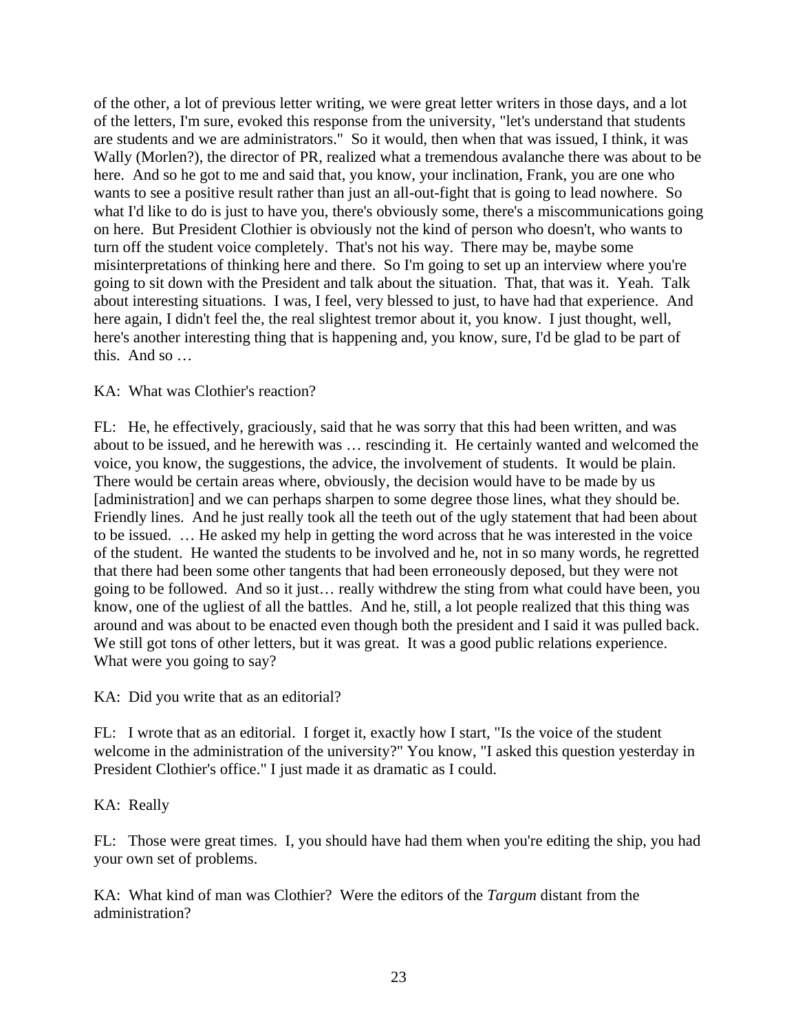of the other, a lot of previous letter writing, we were great letter writers in those days, and a lot of the letters, I'm sure, evoked this response from the university, "let's understand that students are students and we are administrators." So it would, then when that was issued, I think, it was Wally (Morlen?), the director of PR, realized what a tremendous avalanche there was about to be here. And so he got to me and said that, you know, your inclination, Frank, you are one who wants to see a positive result rather than just an all-out-fight that is going to lead nowhere. So what I'd like to do is just to have you, there's obviously some, there's a miscommunications going on here. But President Clothier is obviously not the kind of person who doesn't, who wants to turn off the student voice completely. That's not his way. There may be, maybe some misinterpretations of thinking here and there. So I'm going to set up an interview where you're going to sit down with the President and talk about the situation. That, that was it. Yeah. Talk about interesting situations. I was, I feel, very blessed to just, to have had that experience. And here again, I didn't feel the, the real slightest tremor about it, you know. I just thought, well, here's another interesting thing that is happening and, you know, sure, I'd be glad to be part of this. And so …

KA: What was Clothier's reaction?

FL: He, he effectively, graciously, said that he was sorry that this had been written, and was about to be issued, and he herewith was … rescinding it. He certainly wanted and welcomed the voice, you know, the suggestions, the advice, the involvement of students. It would be plain. There would be certain areas where, obviously, the decision would have to be made by us [administration] and we can perhaps sharpen to some degree those lines, what they should be. Friendly lines. And he just really took all the teeth out of the ugly statement that had been about to be issued. … He asked my help in getting the word across that he was interested in the voice of the student. He wanted the students to be involved and he, not in so many words, he regretted that there had been some other tangents that had been erroneously deposed, but they were not going to be followed. And so it just… really withdrew the sting from what could have been, you know, one of the ugliest of all the battles. And he, still, a lot people realized that this thing was around and was about to be enacted even though both the president and I said it was pulled back. We still got tons of other letters, but it was great. It was a good public relations experience. What were you going to say?

KA: Did you write that as an editorial?

FL: I wrote that as an editorial. I forget it, exactly how I start, "Is the voice of the student welcome in the administration of the university?" You know, "I asked this question yesterday in President Clothier's office." I just made it as dramatic as I could.

KA: Really

FL: Those were great times. I, you should have had them when you're editing the ship, you had your own set of problems.

KA: What kind of man was Clothier? Were the editors of the *Targum* distant from the administration?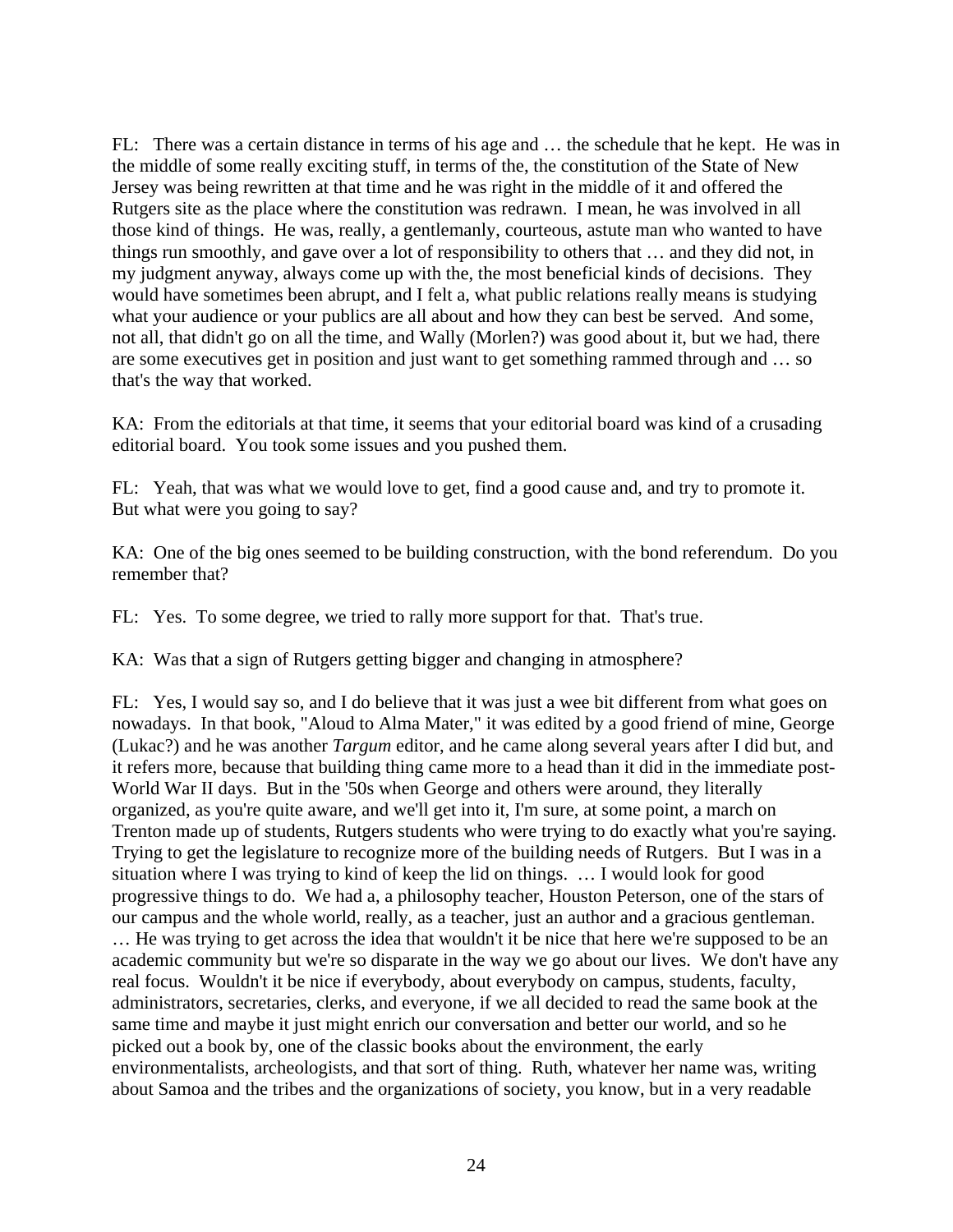FL: There was a certain distance in terms of his age and … the schedule that he kept. He was in the middle of some really exciting stuff, in terms of the, the constitution of the State of New Jersey was being rewritten at that time and he was right in the middle of it and offered the Rutgers site as the place where the constitution was redrawn. I mean, he was involved in all those kind of things. He was, really, a gentlemanly, courteous, astute man who wanted to have things run smoothly, and gave over a lot of responsibility to others that … and they did not, in my judgment anyway, always come up with the, the most beneficial kinds of decisions. They would have sometimes been abrupt, and I felt a, what public relations really means is studying what your audience or your publics are all about and how they can best be served. And some, not all, that didn't go on all the time, and Wally (Morlen?) was good about it, but we had, there are some executives get in position and just want to get something rammed through and … so that's the way that worked.

KA: From the editorials at that time, it seems that your editorial board was kind of a crusading editorial board. You took some issues and you pushed them.

FL: Yeah, that was what we would love to get, find a good cause and, and try to promote it. But what were you going to say?

KA: One of the big ones seemed to be building construction, with the bond referendum. Do you remember that?

FL: Yes. To some degree, we tried to rally more support for that. That's true.

KA: Was that a sign of Rutgers getting bigger and changing in atmosphere?

FL: Yes, I would say so, and I do believe that it was just a wee bit different from what goes on nowadays. In that book, "Aloud to Alma Mater," it was edited by a good friend of mine, George (Lukac?) and he was another *Targum* editor, and he came along several years after I did but, and it refers more, because that building thing came more to a head than it did in the immediate post-World War II days. But in the '50s when George and others were around, they literally organized, as you're quite aware, and we'll get into it, I'm sure, at some point, a march on Trenton made up of students, Rutgers students who were trying to do exactly what you're saying. Trying to get the legislature to recognize more of the building needs of Rutgers. But I was in a situation where I was trying to kind of keep the lid on things. … I would look for good progressive things to do. We had a, a philosophy teacher, Houston Peterson, one of the stars of our campus and the whole world, really, as a teacher, just an author and a gracious gentleman. … He was trying to get across the idea that wouldn't it be nice that here we're supposed to be an academic community but we're so disparate in the way we go about our lives. We don't have any real focus. Wouldn't it be nice if everybody, about everybody on campus, students, faculty, administrators, secretaries, clerks, and everyone, if we all decided to read the same book at the same time and maybe it just might enrich our conversation and better our world, and so he picked out a book by, one of the classic books about the environment, the early environmentalists, archeologists, and that sort of thing. Ruth, whatever her name was, writing about Samoa and the tribes and the organizations of society, you know, but in a very readable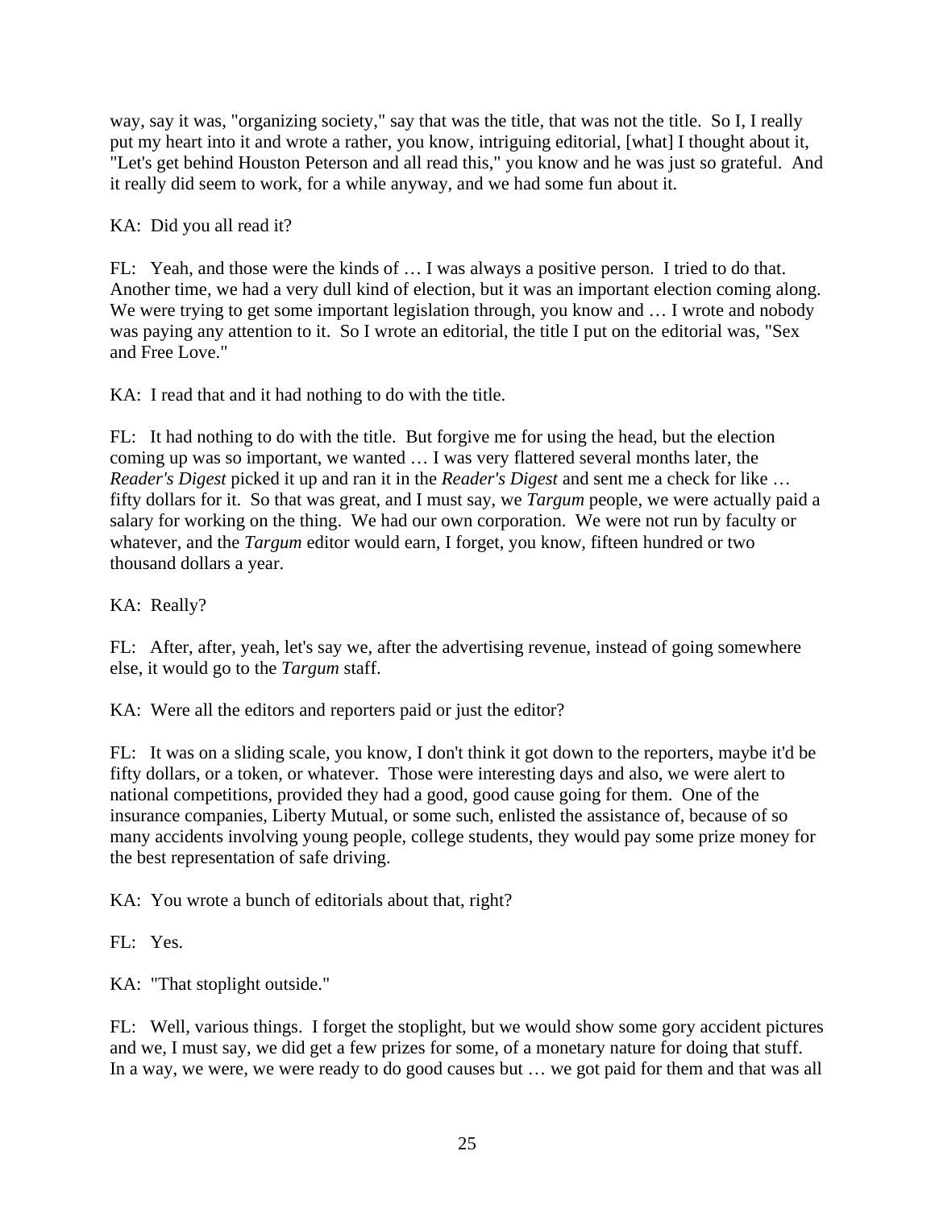way, say it was, "organizing society," say that was the title, that was not the title. So I, I really put my heart into it and wrote a rather, you know, intriguing editorial, [what] I thought about it, "Let's get behind Houston Peterson and all read this," you know and he was just so grateful. And it really did seem to work, for a while anyway, and we had some fun about it.

KA: Did you all read it?

FL: Yeah, and those were the kinds of … I was always a positive person. I tried to do that. Another time, we had a very dull kind of election, but it was an important election coming along. We were trying to get some important legislation through, you know and … I wrote and nobody was paying any attention to it. So I wrote an editorial, the title I put on the editorial was, "Sex and Free Love."

KA: I read that and it had nothing to do with the title.

FL: It had nothing to do with the title. But forgive me for using the head, but the election coming up was so important, we wanted … I was very flattered several months later, the *Reader's Digest* picked it up and ran it in the *Reader's Digest* and sent me a check for like … fifty dollars for it. So that was great, and I must say, we *Targum* people, we were actually paid a salary for working on the thing. We had our own corporation. We were not run by faculty or whatever, and the *Targum* editor would earn, I forget, you know, fifteen hundred or two thousand dollars a year.

KA: Really?

FL: After, after, yeah, let's say we, after the advertising revenue, instead of going somewhere else, it would go to the *Targum* staff.

KA: Were all the editors and reporters paid or just the editor?

FL: It was on a sliding scale, you know, I don't think it got down to the reporters, maybe it'd be fifty dollars, or a token, or whatever. Those were interesting days and also, we were alert to national competitions, provided they had a good, good cause going for them. One of the insurance companies, Liberty Mutual, or some such, enlisted the assistance of, because of so many accidents involving young people, college students, they would pay some prize money for the best representation of safe driving.

KA: You wrote a bunch of editorials about that, right?

FL: Yes.

KA: "That stoplight outside."

FL: Well, various things. I forget the stoplight, but we would show some gory accident pictures and we, I must say, we did get a few prizes for some, of a monetary nature for doing that stuff. In a way, we were, we were ready to do good causes but … we got paid for them and that was all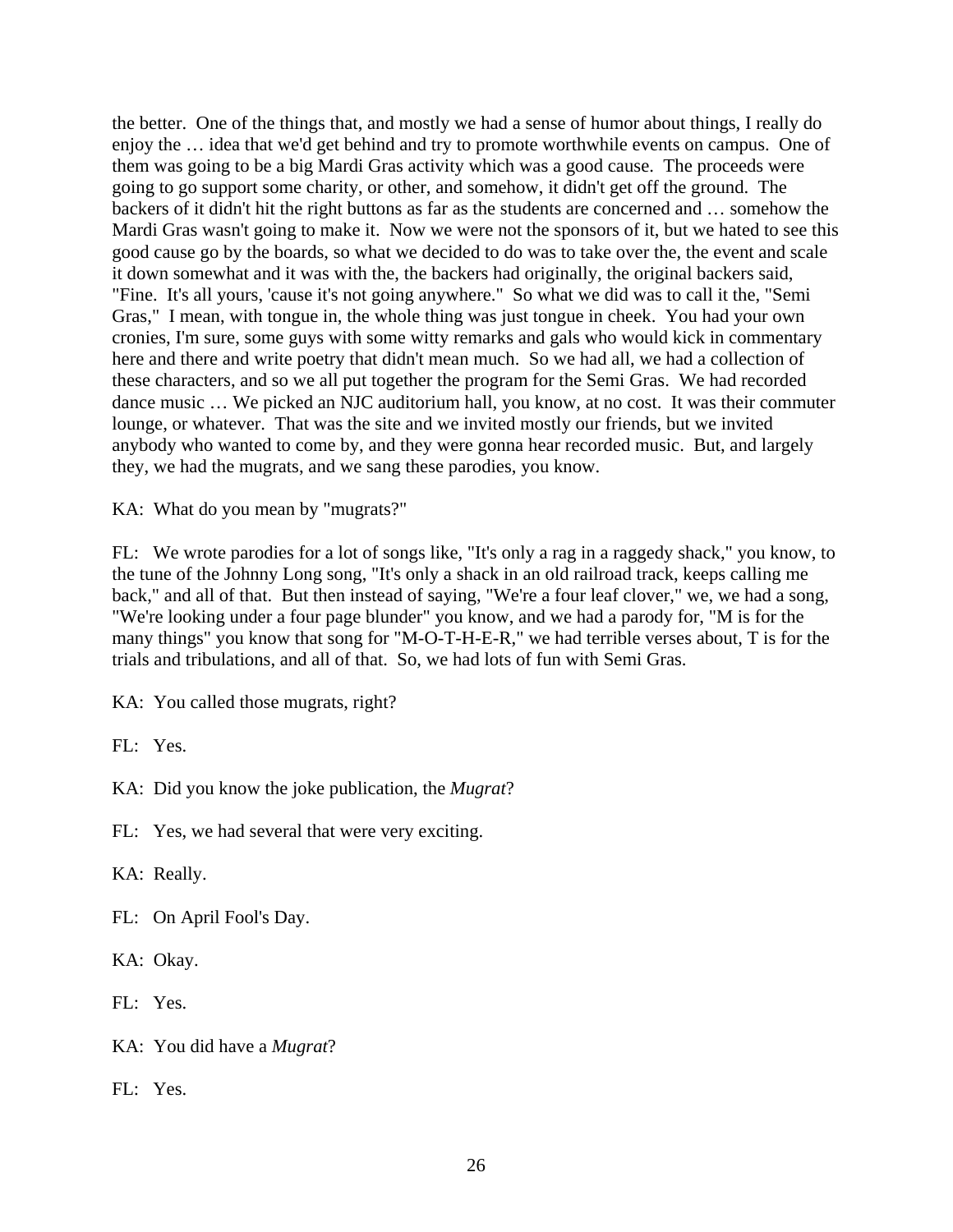the better. One of the things that, and mostly we had a sense of humor about things, I really do enjoy the … idea that we'd get behind and try to promote worthwhile events on campus. One of them was going to be a big Mardi Gras activity which was a good cause. The proceeds were going to go support some charity, or other, and somehow, it didn't get off the ground. The backers of it didn't hit the right buttons as far as the students are concerned and … somehow the Mardi Gras wasn't going to make it. Now we were not the sponsors of it, but we hated to see this good cause go by the boards, so what we decided to do was to take over the, the event and scale it down somewhat and it was with the, the backers had originally, the original backers said, "Fine. It's all yours, 'cause it's not going anywhere." So what we did was to call it the, "Semi Gras," I mean, with tongue in, the whole thing was just tongue in cheek. You had your own cronies, I'm sure, some guys with some witty remarks and gals who would kick in commentary here and there and write poetry that didn't mean much. So we had all, we had a collection of these characters, and so we all put together the program for the Semi Gras. We had recorded dance music … We picked an NJC auditorium hall, you know, at no cost. It was their commuter lounge, or whatever. That was the site and we invited mostly our friends, but we invited anybody who wanted to come by, and they were gonna hear recorded music. But, and largely they, we had the mugrats, and we sang these parodies, you know.

KA: What do you mean by "mugrats?"

FL: We wrote parodies for a lot of songs like, "It's only a rag in a raggedy shack," you know, to the tune of the Johnny Long song, "It's only a shack in an old railroad track, keeps calling me back," and all of that. But then instead of saying, "We're a four leaf clover," we, we had a song, "We're looking under a four page blunder" you know, and we had a parody for, "M is for the many things" you know that song for "M-O-T-H-E-R," we had terrible verses about, T is for the trials and tribulations, and all of that. So, we had lots of fun with Semi Gras.

KA: You called those mugrats, right?

FL: Yes.

KA: Did you know the joke publication, the *Mugrat*?

FL: Yes, we had several that were very exciting.

KA: Really.

FL: On April Fool's Day.

KA: Okay.

FL: Yes.

KA: You did have a *Mugrat*?

FL: Yes.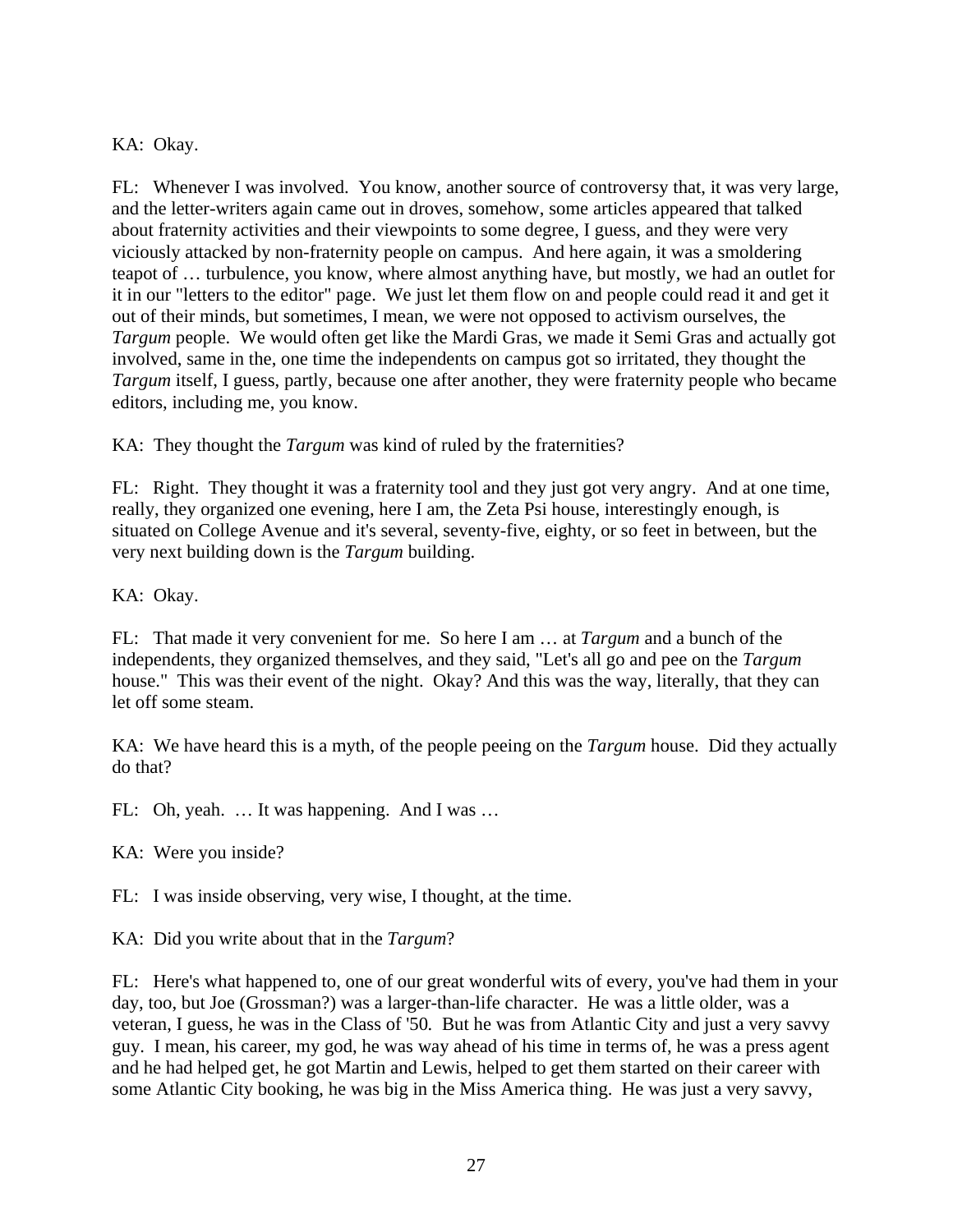KA: Okay.

FL: Whenever I was involved. You know, another source of controversy that, it was very large, and the letter-writers again came out in droves, somehow, some articles appeared that talked about fraternity activities and their viewpoints to some degree, I guess, and they were very viciously attacked by non-fraternity people on campus. And here again, it was a smoldering teapot of … turbulence, you know, where almost anything have, but mostly, we had an outlet for it in our "letters to the editor" page. We just let them flow on and people could read it and get it out of their minds, but sometimes, I mean, we were not opposed to activism ourselves, the *Targum* people. We would often get like the Mardi Gras, we made it Semi Gras and actually got involved, same in the, one time the independents on campus got so irritated, they thought the *Targum* itself, I guess, partly, because one after another, they were fraternity people who became editors, including me, you know.

KA: They thought the *Targum* was kind of ruled by the fraternities?

FL: Right. They thought it was a fraternity tool and they just got very angry. And at one time, really, they organized one evening, here I am, the Zeta Psi house, interestingly enough, is situated on College Avenue and it's several, seventy-five, eighty, or so feet in between, but the very next building down is the *Targum* building.

KA: Okay.

FL: That made it very convenient for me. So here I am … at *Targum* and a bunch of the independents, they organized themselves, and they said, "Let's all go and pee on the *Targum* house." This was their event of the night. Okay? And this was the way, literally, that they can let off some steam.

KA: We have heard this is a myth, of the people peeing on the *Targum* house. Did they actually do that?

FL: Oh, yeah. … It was happening. And I was …

KA: Were you inside?

FL: I was inside observing, very wise, I thought, at the time.

KA: Did you write about that in the *Targum*?

FL: Here's what happened to, one of our great wonderful wits of every, you've had them in your day, too, but Joe (Grossman?) was a larger-than-life character. He was a little older, was a veteran, I guess, he was in the Class of '50. But he was from Atlantic City and just a very savvy guy. I mean, his career, my god, he was way ahead of his time in terms of, he was a press agent and he had helped get, he got Martin and Lewis, helped to get them started on their career with some Atlantic City booking, he was big in the Miss America thing. He was just a very savvy,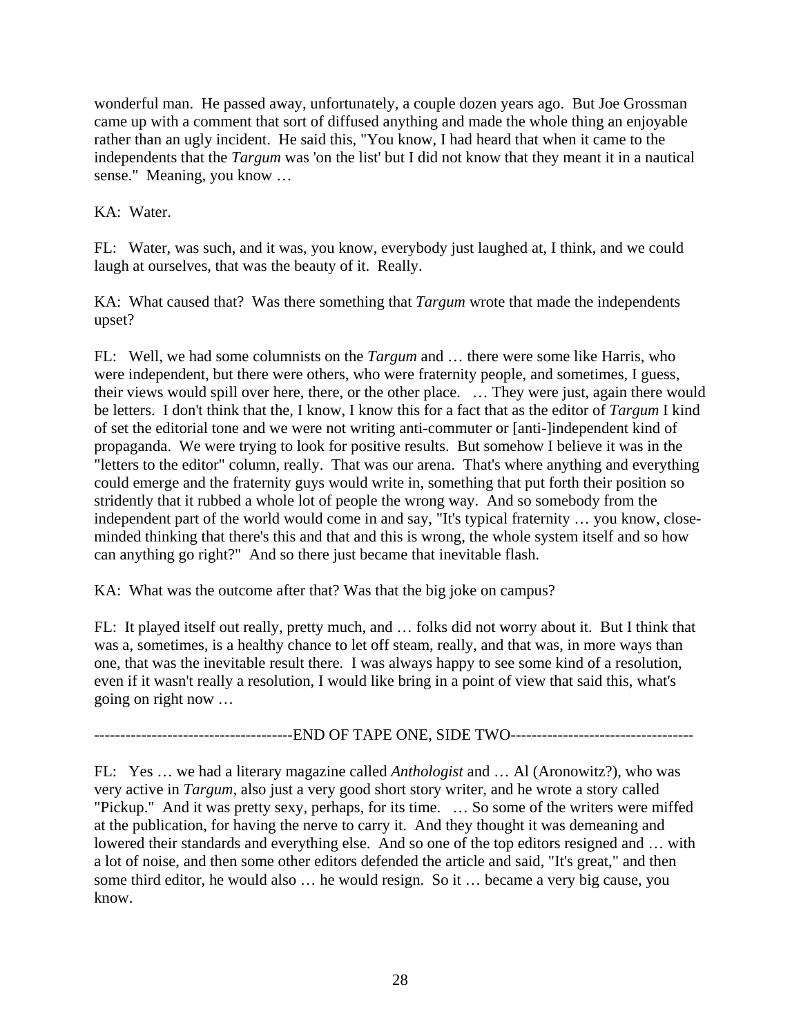wonderful man. He passed away, unfortunately, a couple dozen years ago. But Joe Grossman came up with a comment that sort of diffused anything and made the whole thing an enjoyable rather than an ugly incident. He said this, "You know, I had heard that when it came to the independents that the *Targum* was 'on the list' but I did not know that they meant it in a nautical sense." Meaning, you know …

KA: Water.

FL: Water, was such, and it was, you know, everybody just laughed at, I think, and we could laugh at ourselves, that was the beauty of it. Really.

KA: What caused that? Was there something that *Targum* wrote that made the independents upset?

FL: Well, we had some columnists on the *Targum* and … there were some like Harris, who were independent, but there were others, who were fraternity people, and sometimes, I guess, their views would spill over here, there, or the other place. … They were just, again there would be letters. I don't think that the, I know, I know this for a fact that as the editor of *Targum* I kind of set the editorial tone and we were not writing anti-commuter or [anti-]independent kind of propaganda. We were trying to look for positive results. But somehow I believe it was in the "letters to the editor" column, really. That was our arena. That's where anything and everything could emerge and the fraternity guys would write in, something that put forth their position so stridently that it rubbed a whole lot of people the wrong way. And so somebody from the independent part of the world would come in and say, "It's typical fraternity … you know, close-minded thinking that there's this and that and this is wrong, the whole system itself and so how can anything go right?" And so there just became that inevitable flash.

KA: What was the outcome after that? Was that the big joke on campus?

FL: It played itself out really, pretty much, and … folks did not worry about it. But I think that was a, sometimes, is a healthy chance to let off steam, really, and that was, in more ways than one, that was the inevitable result there. I was always happy to see some kind of a resolution, even if it wasn't really a resolution, I would like bring in a point of view that said this, what's going on right now …

--------------------------------------END OF TAPE ONE, SIDE TWO-----------------------------------

FL: Yes … we had a literary magazine called *Anthologist* and … Al (Aronowitz?), who was very active in *Targum*, also just a very good short story writer, and he wrote a story called "Pickup." And it was pretty sexy, perhaps, for its time. … So some of the writers were miffed at the publication, for having the nerve to carry it. And they thought it was demeaning and lowered their standards and everything else. And so one of the top editors resigned and … with a lot of noise, and then some other editors defended the article and said, "It's great," and then some third editor, he would also … he would resign. So it … became a very big cause, you know.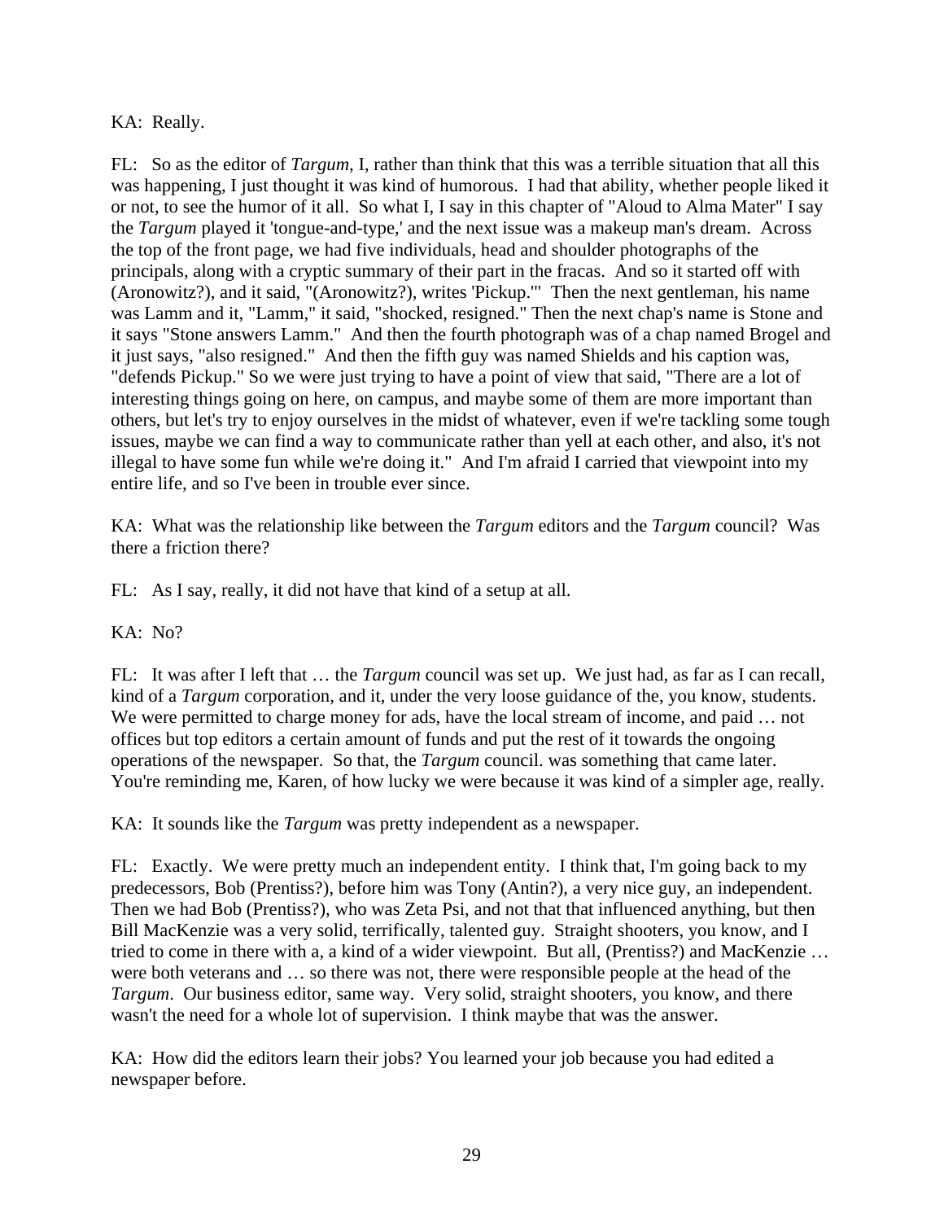KA: Really.

FL: So as the editor of *Targum*, I, rather than think that this was a terrible situation that all this was happening, I just thought it was kind of humorous. I had that ability, whether people liked it or not, to see the humor of it all. So what I, I say in this chapter of "Aloud to Alma Mater" I say the *Targum* played it 'tongue-and-type,' and the next issue was a makeup man's dream. Across the top of the front page, we had five individuals, head and shoulder photographs of the principals, along with a cryptic summary of their part in the fracas. And so it started off with (Aronowitz?), and it said, "(Aronowitz?), writes 'Pickup.'" Then the next gentleman, his name was Lamm and it, "Lamm," it said, "shocked, resigned." Then the next chap's name is Stone and it says "Stone answers Lamm." And then the fourth photograph was of a chap named Brogel and it just says, "also resigned." And then the fifth guy was named Shields and his caption was, "defends Pickup." So we were just trying to have a point of view that said, "There are a lot of interesting things going on here, on campus, and maybe some of them are more important than others, but let's try to enjoy ourselves in the midst of whatever, even if we're tackling some tough issues, maybe we can find a way to communicate rather than yell at each other, and also, it's not illegal to have some fun while we're doing it." And I'm afraid I carried that viewpoint into my entire life, and so I've been in trouble ever since.

KA: What was the relationship like between the *Targum* editors and the *Targum* council? Was there a friction there?

FL: As I say, really, it did not have that kind of a setup at all.

KA: No?

FL: It was after I left that … the *Targum* council was set up. We just had, as far as I can recall, kind of a *Targum* corporation, and it, under the very loose guidance of the, you know, students. We were permitted to charge money for ads, have the local stream of income, and paid … not offices but top editors a certain amount of funds and put the rest of it towards the ongoing operations of the newspaper. So that, the *Targum* council. was something that came later. You're reminding me, Karen, of how lucky we were because it was kind of a simpler age, really.

KA: It sounds like the *Targum* was pretty independent as a newspaper.

FL: Exactly. We were pretty much an independent entity. I think that, I'm going back to my predecessors, Bob (Prentiss?), before him was Tony (Antin?), a very nice guy, an independent. Then we had Bob (Prentiss?), who was Zeta Psi, and not that that influenced anything, but then Bill MacKenzie was a very solid, terrifically, talented guy. Straight shooters, you know, and I tried to come in there with a, a kind of a wider viewpoint. But all, (Prentiss?) and MacKenzie … were both veterans and … so there was not, there were responsible people at the head of the *Targum*. Our business editor, same way. Very solid, straight shooters, you know, and there wasn't the need for a whole lot of supervision. I think maybe that was the answer.

KA: How did the editors learn their jobs? You learned your job because you had edited a newspaper before.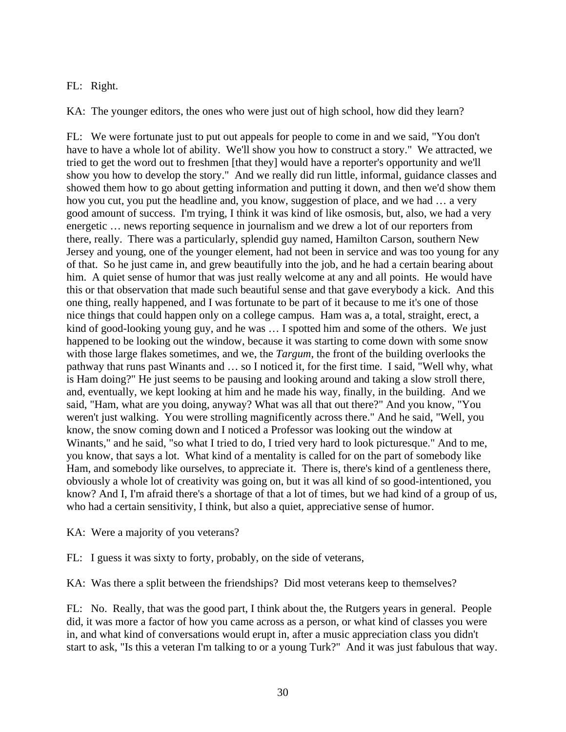FL: Right.

KA: The younger editors, the ones who were just out of high school, how did they learn?

FL: We were fortunate just to put out appeals for people to come in and we said, "You don't have to have a whole lot of ability. We'll show you how to construct a story." We attracted, we tried to get the word out to freshmen [that they] would have a reporter's opportunity and we'll show you how to develop the story." And we really did run little, informal, guidance classes and showed them how to go about getting information and putting it down, and then we'd show them how you cut, you put the headline and, you know, suggestion of place, and we had … a very good amount of success. I'm trying, I think it was kind of like osmosis, but, also, we had a very energetic … news reporting sequence in journalism and we drew a lot of our reporters from there, really. There was a particularly, splendid guy named, Hamilton Carson, southern New Jersey and young, one of the younger element, had not been in service and was too young for any of that. So he just came in, and grew beautifully into the job, and he had a certain bearing about him. A quiet sense of humor that was just really welcome at any and all points. He would have this or that observation that made such beautiful sense and that gave everybody a kick. And this one thing, really happened, and I was fortunate to be part of it because to me it's one of those nice things that could happen only on a college campus. Ham was a, a total, straight, erect, a kind of good-looking young guy, and he was … I spotted him and some of the others. We just happened to be looking out the window, because it was starting to come down with some snow with those large flakes sometimes, and we, the *Targum*, the front of the building overlooks the pathway that runs past Winants and … so I noticed it, for the first time. I said, "Well why, what is Ham doing?" He just seems to be pausing and looking around and taking a slow stroll there, and, eventually, we kept looking at him and he made his way, finally, in the building. And we said, "Ham, what are you doing, anyway? What was all that out there?" And you know, "You weren't just walking. You were strolling magnificently across there." And he said, "Well, you know, the snow coming down and I noticed a Professor was looking out the window at Winants," and he said, "so what I tried to do, I tried very hard to look picturesque." And to me, you know, that says a lot. What kind of a mentality is called for on the part of somebody like Ham, and somebody like ourselves, to appreciate it. There is, there's kind of a gentleness there, obviously a whole lot of creativity was going on, but it was all kind of so good-intentioned, you know? And I, I'm afraid there's a shortage of that a lot of times, but we had kind of a group of us, who had a certain sensitivity, I think, but also a quiet, appreciative sense of humor.

KA: Were a majority of you veterans?

FL: I guess it was sixty to forty, probably, on the side of veterans,

KA: Was there a split between the friendships? Did most veterans keep to themselves?

FL: No. Really, that was the good part, I think about the, the Rutgers years in general. People did, it was more a factor of how you came across as a person, or what kind of classes you were in, and what kind of conversations would erupt in, after a music appreciation class you didn't start to ask, "Is this a veteran I'm talking to or a young Turk?" And it was just fabulous that way.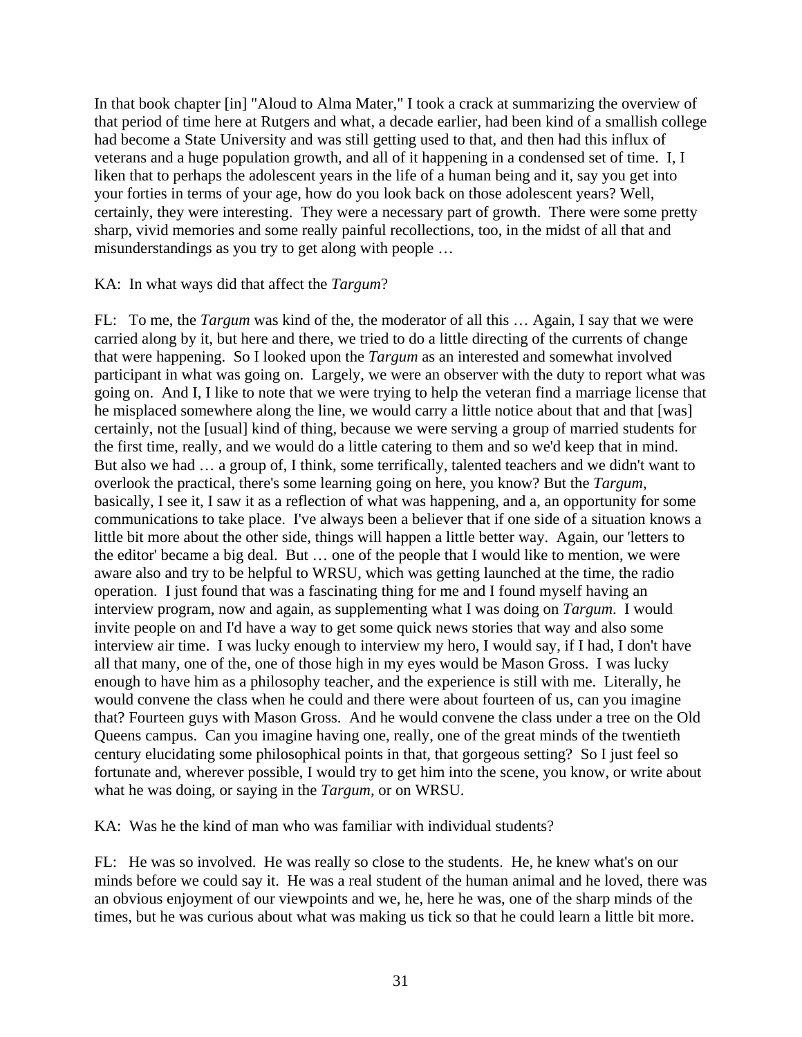In that book chapter [in] "Aloud to Alma Mater," I took a crack at summarizing the overview of that period of time here at Rutgers and what, a decade earlier, had been kind of a smallish college had become a State University and was still getting used to that, and then had this influx of veterans and a huge population growth, and all of it happening in a condensed set of time. I, I liken that to perhaps the adolescent years in the life of a human being and it, say you get into your forties in terms of your age, how do you look back on those adolescent years? Well, certainly, they were interesting. They were a necessary part of growth. There were some pretty sharp, vivid memories and some really painful recollections, too, in the midst of all that and misunderstandings as you try to get along with people …

KA: In what ways did that affect the *Targum*?

FL: To me, the *Targum* was kind of the, the moderator of all this … Again, I say that we were carried along by it, but here and there, we tried to do a little directing of the currents of change that were happening. So I looked upon the *Targum* as an interested and somewhat involved participant in what was going on. Largely, we were an observer with the duty to report what was going on. And I, I like to note that we were trying to help the veteran find a marriage license that he misplaced somewhere along the line, we would carry a little notice about that and that [was] certainly, not the [usual] kind of thing, because we were serving a group of married students for the first time, really, and we would do a little catering to them and so we'd keep that in mind. But also we had … a group of, I think, some terrifically, talented teachers and we didn't want to overlook the practical, there's some learning going on here, you know? But the *Targum*, basically, I see it, I saw it as a reflection of what was happening, and a, an opportunity for some communications to take place. I've always been a believer that if one side of a situation knows a little bit more about the other side, things will happen a little better way. Again, our 'letters to the editor' became a big deal. But … one of the people that I would like to mention, we were aware also and try to be helpful to WRSU, which was getting launched at the time, the radio operation. I just found that was a fascinating thing for me and I found myself having an interview program, now and again, as supplementing what I was doing on *Targum*. I would invite people on and I'd have a way to get some quick news stories that way and also some interview air time. I was lucky enough to interview my hero, I would say, if I had, I don't have all that many, one of the, one of those high in my eyes would be Mason Gross. I was lucky enough to have him as a philosophy teacher, and the experience is still with me. Literally, he would convene the class when he could and there were about fourteen of us, can you imagine that? Fourteen guys with Mason Gross. And he would convene the class under a tree on the Old Queens campus. Can you imagine having one, really, one of the great minds of the twentieth century elucidating some philosophical points in that, that gorgeous setting? So I just feel so fortunate and, wherever possible, I would try to get him into the scene, you know, or write about what he was doing, or saying in the *Targum*, or on WRSU.

KA: Was he the kind of man who was familiar with individual students?

FL: He was so involved. He was really so close to the students. He, he knew what's on our minds before we could say it. He was a real student of the human animal and he loved, there was an obvious enjoyment of our viewpoints and we, he, here he was, one of the sharp minds of the times, but he was curious about what was making us tick so that he could learn a little bit more.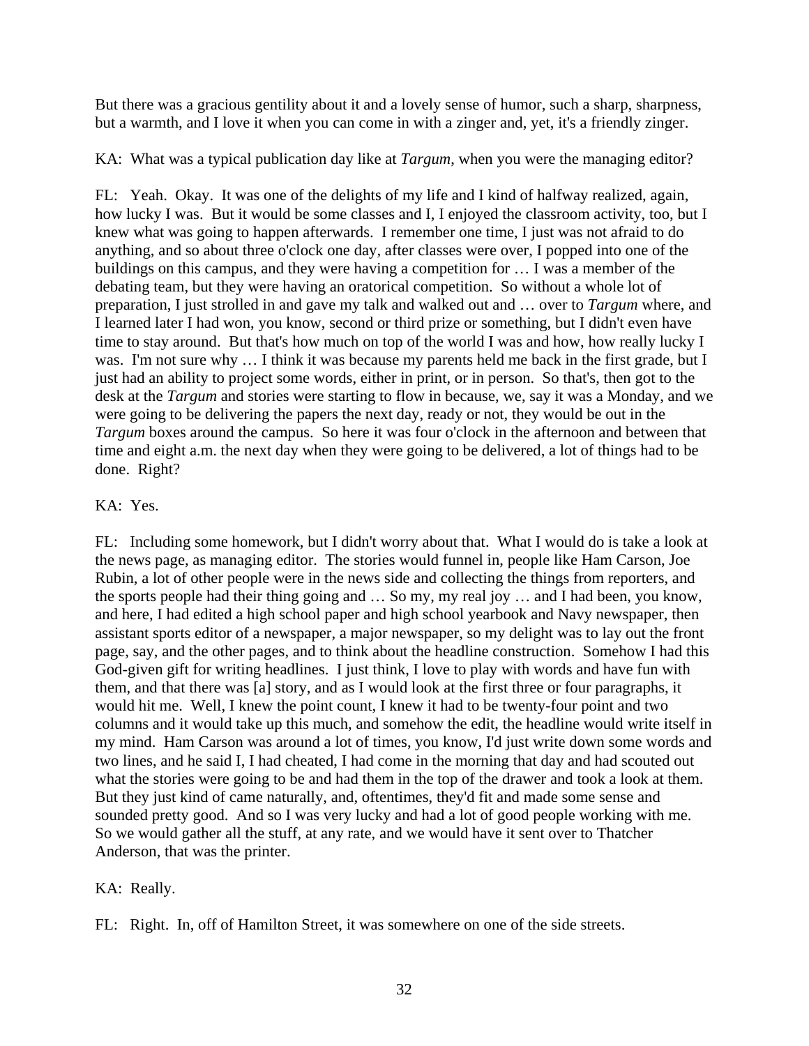But there was a gracious gentility about it and a lovely sense of humor, such a sharp, sharpness, but a warmth, and I love it when you can come in with a zinger and, yet, it's a friendly zinger.

KA: What was a typical publication day like at *Targum*, when you were the managing editor?

FL: Yeah. Okay. It was one of the delights of my life and I kind of halfway realized, again, how lucky I was. But it would be some classes and I, I enjoyed the classroom activity, too, but I knew what was going to happen afterwards. I remember one time, I just was not afraid to do anything, and so about three o'clock one day, after classes were over, I popped into one of the buildings on this campus, and they were having a competition for … I was a member of the debating team, but they were having an oratorical competition. So without a whole lot of preparation, I just strolled in and gave my talk and walked out and … over to *Targum* where, and I learned later I had won, you know, second or third prize or something, but I didn't even have time to stay around. But that's how much on top of the world I was and how, how really lucky I was. I'm not sure why … I think it was because my parents held me back in the first grade, but I just had an ability to project some words, either in print, or in person. So that's, then got to the desk at the *Targum* and stories were starting to flow in because, we, say it was a Monday, and we were going to be delivering the papers the next day, ready or not, they would be out in the *Targum* boxes around the campus. So here it was four o'clock in the afternoon and between that time and eight a.m. the next day when they were going to be delivered, a lot of things had to be done. Right?

KA: Yes.

FL: Including some homework, but I didn't worry about that. What I would do is take a look at the news page, as managing editor. The stories would funnel in, people like Ham Carson, Joe Rubin, a lot of other people were in the news side and collecting the things from reporters, and the sports people had their thing going and … So my, my real joy … and I had been, you know, and here, I had edited a high school paper and high school yearbook and Navy newspaper, then assistant sports editor of a newspaper, a major newspaper, so my delight was to lay out the front page, say, and the other pages, and to think about the headline construction. Somehow I had this God-given gift for writing headlines. I just think, I love to play with words and have fun with them, and that there was [a] story, and as I would look at the first three or four paragraphs, it would hit me. Well, I knew the point count, I knew it had to be twenty-four point and two columns and it would take up this much, and somehow the edit, the headline would write itself in my mind. Ham Carson was around a lot of times, you know, I'd just write down some words and two lines, and he said I, I had cheated, I had come in the morning that day and had scouted out what the stories were going to be and had them in the top of the drawer and took a look at them. But they just kind of came naturally, and, oftentimes, they'd fit and made some sense and sounded pretty good. And so I was very lucky and had a lot of good people working with me. So we would gather all the stuff, at any rate, and we would have it sent over to Thatcher Anderson, that was the printer.

KA: Really.

FL: Right. In, off of Hamilton Street, it was somewhere on one of the side streets.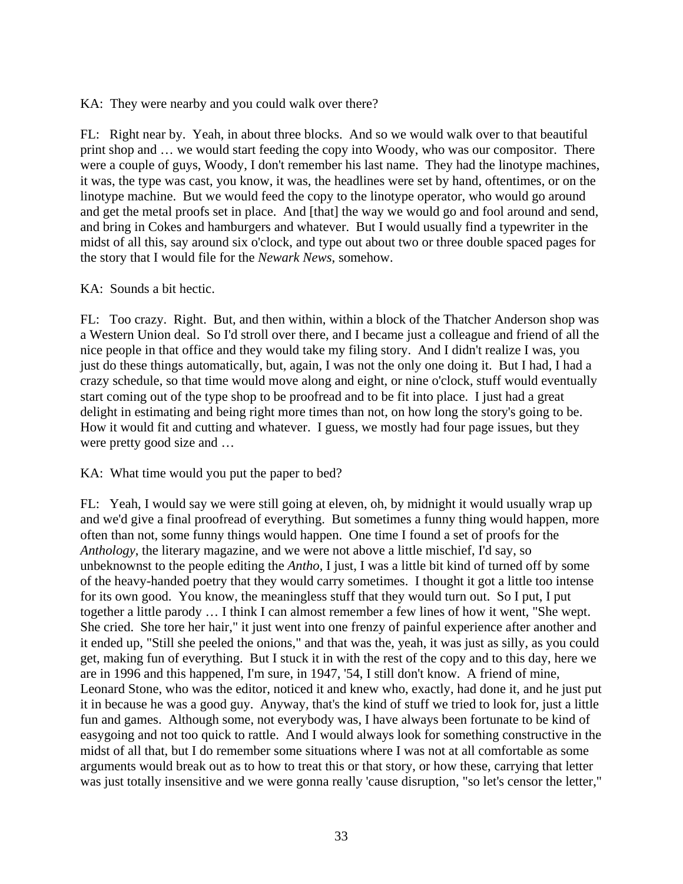KA: They were nearby and you could walk over there?

FL: Right near by. Yeah, in about three blocks. And so we would walk over to that beautiful print shop and … we would start feeding the copy into Woody, who was our compositor. There were a couple of guys, Woody, I don't remember his last name. They had the linotype machines, it was, the type was cast, you know, it was, the headlines were set by hand, oftentimes, or on the linotype machine. But we would feed the copy to the linotype operator, who would go around and get the metal proofs set in place. And [that] the way we would go and fool around and send, and bring in Cokes and hamburgers and whatever. But I would usually find a typewriter in the midst of all this, say around six o'clock, and type out about two or three double spaced pages for the story that I would file for the *Newark News*, somehow.

KA: Sounds a bit hectic.

FL: Too crazy. Right. But, and then within, within a block of the Thatcher Anderson shop was a Western Union deal. So I'd stroll over there, and I became just a colleague and friend of all the nice people in that office and they would take my filing story. And I didn't realize I was, you just do these things automatically, but, again, I was not the only one doing it. But I had, I had a crazy schedule, so that time would move along and eight, or nine o'clock, stuff would eventually start coming out of the type shop to be proofread and to be fit into place. I just had a great delight in estimating and being right more times than not, on how long the story's going to be. How it would fit and cutting and whatever. I guess, we mostly had four page issues, but they were pretty good size and …

KA: What time would you put the paper to bed?

FL: Yeah, I would say we were still going at eleven, oh, by midnight it would usually wrap up and we'd give a final proofread of everything. But sometimes a funny thing would happen, more often than not, some funny things would happen. One time I found a set of proofs for the *Anthology*, the literary magazine, and we were not above a little mischief, I'd say, so unbeknownst to the people editing the *Antho*, I just, I was a little bit kind of turned off by some of the heavy-handed poetry that they would carry sometimes. I thought it got a little too intense for its own good. You know, the meaningless stuff that they would turn out. So I put, I put together a little parody … I think I can almost remember a few lines of how it went, "She wept. She cried. She tore her hair," it just went into one frenzy of painful experience after another and it ended up, "Still she peeled the onions," and that was the, yeah, it was just as silly, as you could get, making fun of everything. But I stuck it in with the rest of the copy and to this day, here we are in 1996 and this happened, I'm sure, in 1947, '54, I still don't know. A friend of mine, Leonard Stone, who was the editor, noticed it and knew who, exactly, had done it, and he just put it in because he was a good guy. Anyway, that's the kind of stuff we tried to look for, just a little fun and games. Although some, not everybody was, I have always been fortunate to be kind of easygoing and not too quick to rattle. And I would always look for something constructive in the midst of all that, but I do remember some situations where I was not at all comfortable as some arguments would break out as to how to treat this or that story, or how these, carrying that letter was just totally insensitive and we were gonna really 'cause disruption, "so let's censor the letter,"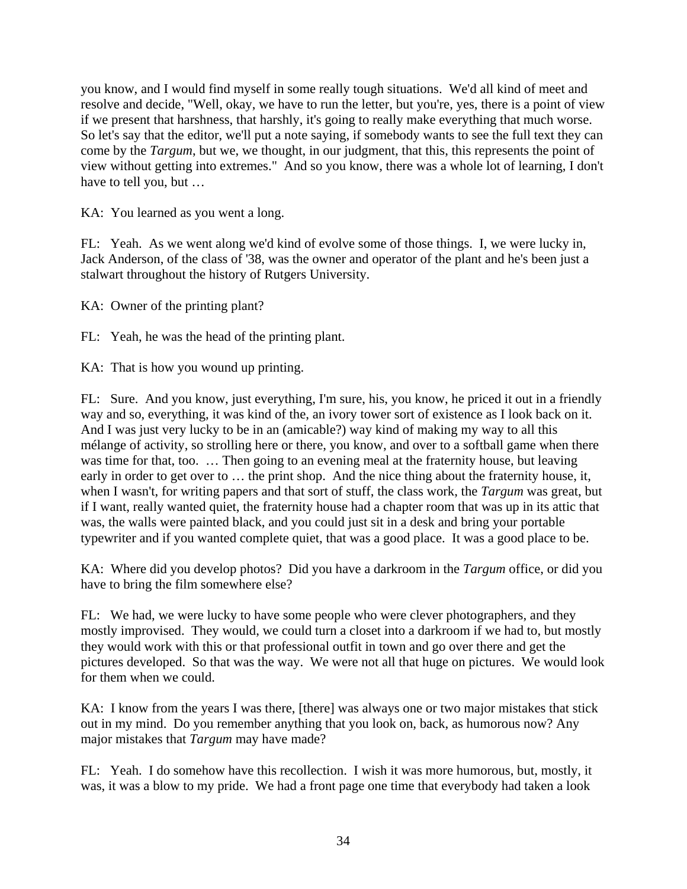you know, and I would find myself in some really tough situations. We'd all kind of meet and resolve and decide, "Well, okay, we have to run the letter, but you're, yes, there is a point of view if we present that harshness, that harshly, it's going to really make everything that much worse. So let's say that the editor, we'll put a note saying, if somebody wants to see the full text they can come by the *Targum*, but we, we thought, in our judgment, that this, this represents the point of view without getting into extremes." And so you know, there was a whole lot of learning, I don't have to tell you, but …

KA: You learned as you went a long.

FL: Yeah. As we went along we'd kind of evolve some of those things. I, we were lucky in, Jack Anderson, of the class of '38, was the owner and operator of the plant and he's been just a stalwart throughout the history of Rutgers University.

KA: Owner of the printing plant?

FL: Yeah, he was the head of the printing plant.

KA: That is how you wound up printing.

FL: Sure. And you know, just everything, I'm sure, his, you know, he priced it out in a friendly way and so, everything, it was kind of the, an ivory tower sort of existence as I look back on it. And I was just very lucky to be in an (amicable?) way kind of making my way to all this mélange of activity, so strolling here or there, you know, and over to a softball game when there was time for that, too. … Then going to an evening meal at the fraternity house, but leaving early in order to get over to … the print shop. And the nice thing about the fraternity house, it, when I wasn't, for writing papers and that sort of stuff, the class work, the *Targum* was great, but if I want, really wanted quiet, the fraternity house had a chapter room that was up in its attic that was, the walls were painted black, and you could just sit in a desk and bring your portable typewriter and if you wanted complete quiet, that was a good place. It was a good place to be.

KA: Where did you develop photos? Did you have a darkroom in the *Targum* office, or did you have to bring the film somewhere else?

FL: We had, we were lucky to have some people who were clever photographers, and they mostly improvised. They would, we could turn a closet into a darkroom if we had to, but mostly they would work with this or that professional outfit in town and go over there and get the pictures developed. So that was the way. We were not all that huge on pictures. We would look for them when we could.

KA: I know from the years I was there, [there] was always one or two major mistakes that stick out in my mind. Do you remember anything that you look on, back, as humorous now? Any major mistakes that *Targum* may have made?

FL: Yeah. I do somehow have this recollection. I wish it was more humorous, but, mostly, it was, it was a blow to my pride. We had a front page one time that everybody had taken a look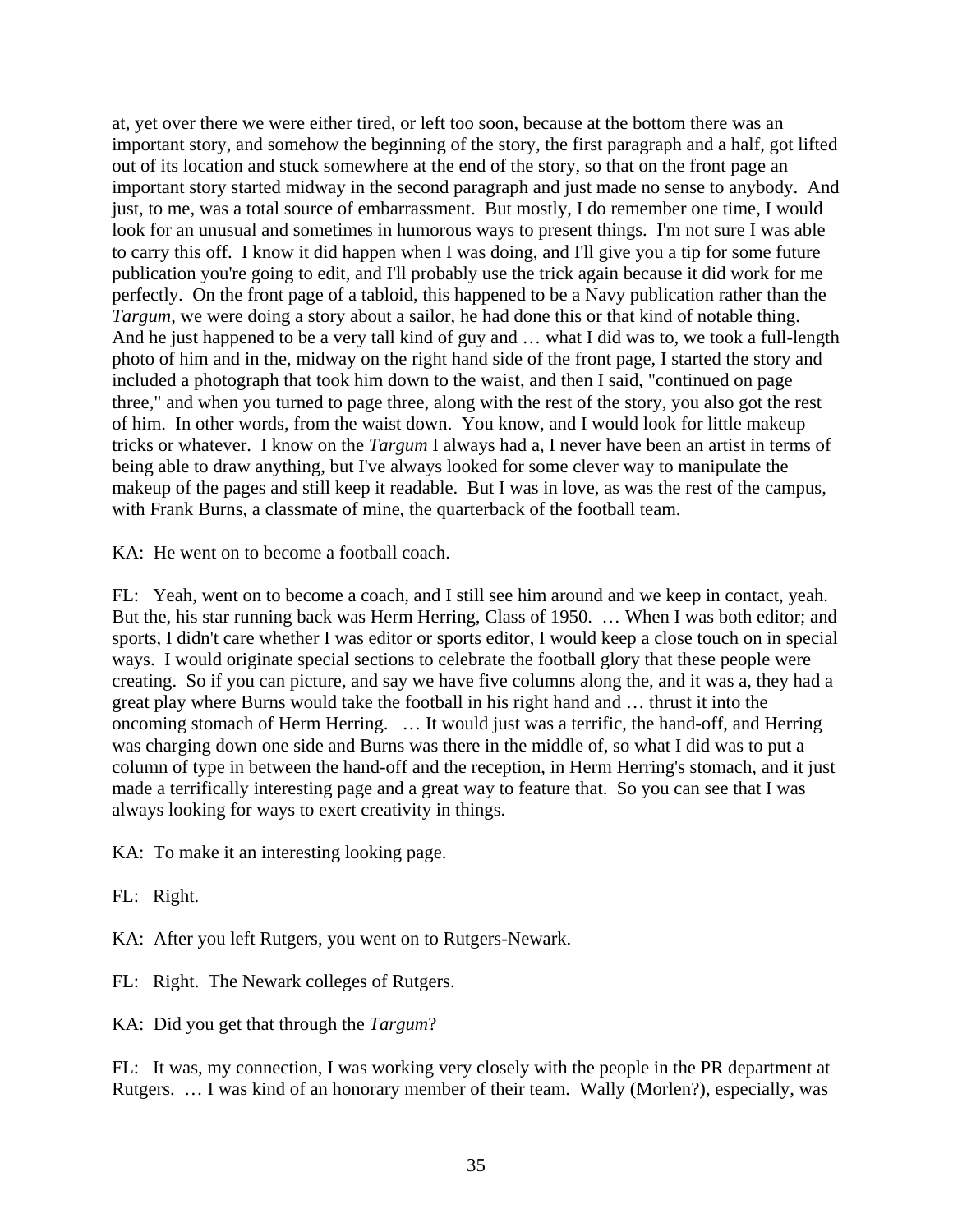at, yet over there we were either tired, or left too soon, because at the bottom there was an important story, and somehow the beginning of the story, the first paragraph and a half, got lifted out of its location and stuck somewhere at the end of the story, so that on the front page an important story started midway in the second paragraph and just made no sense to anybody. And just, to me, was a total source of embarrassment. But mostly, I do remember one time, I would look for an unusual and sometimes in humorous ways to present things. I'm not sure I was able to carry this off. I know it did happen when I was doing, and I'll give you a tip for some future publication you're going to edit, and I'll probably use the trick again because it did work for me perfectly. On the front page of a tabloid, this happened to be a Navy publication rather than the *Targum*, we were doing a story about a sailor, he had done this or that kind of notable thing. And he just happened to be a very tall kind of guy and … what I did was to, we took a full-length photo of him and in the, midway on the right hand side of the front page, I started the story and included a photograph that took him down to the waist, and then I said, "continued on page three," and when you turned to page three, along with the rest of the story, you also got the rest of him. In other words, from the waist down. You know, and I would look for little makeup tricks or whatever. I know on the *Targum* I always had a, I never have been an artist in terms of being able to draw anything, but I've always looked for some clever way to manipulate the makeup of the pages and still keep it readable. But I was in love, as was the rest of the campus, with Frank Burns, a classmate of mine, the quarterback of the football team.

KA: He went on to become a football coach.

FL: Yeah, went on to become a coach, and I still see him around and we keep in contact, yeah. But the, his star running back was Herm Herring, Class of 1950. … When I was both editor; and sports, I didn't care whether I was editor or sports editor, I would keep a close touch on in special ways. I would originate special sections to celebrate the football glory that these people were creating. So if you can picture, and say we have five columns along the, and it was a, they had a great play where Burns would take the football in his right hand and … thrust it into the oncoming stomach of Herm Herring. … It would just was a terrific, the hand-off, and Herring was charging down one side and Burns was there in the middle of, so what I did was to put a column of type in between the hand-off and the reception, in Herm Herring's stomach, and it just made a terrifically interesting page and a great way to feature that. So you can see that I was always looking for ways to exert creativity in things.

KA: To make it an interesting looking page.

FL: Right.

KA: After you left Rutgers, you went on to Rutgers-Newark.

FL: Right. The Newark colleges of Rutgers.

KA: Did you get that through the *Targum*?

FL: It was, my connection, I was working very closely with the people in the PR department at Rutgers. … I was kind of an honorary member of their team. Wally (Morlen?), especially, was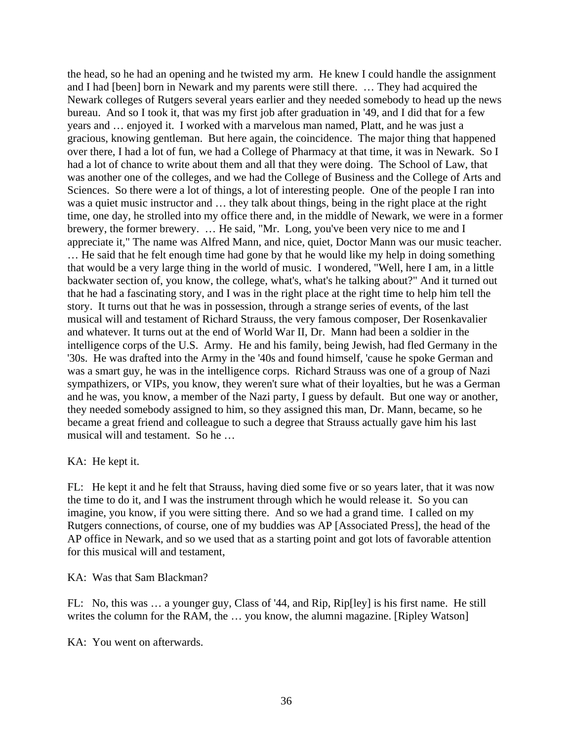the head, so he had an opening and he twisted my arm. He knew I could handle the assignment and I had [been] born in Newark and my parents were still there. … They had acquired the Newark colleges of Rutgers several years earlier and they needed somebody to head up the news bureau. And so I took it, that was my first job after graduation in '49, and I did that for a few years and … enjoyed it. I worked with a marvelous man named, Platt, and he was just a gracious, knowing gentleman. But here again, the coincidence. The major thing that happened over there, I had a lot of fun, we had a College of Pharmacy at that time, it was in Newark. So I had a lot of chance to write about them and all that they were doing. The School of Law, that was another one of the colleges, and we had the College of Business and the College of Arts and Sciences. So there were a lot of things, a lot of interesting people. One of the people I ran into was a quiet music instructor and … they talk about things, being in the right place at the right time, one day, he strolled into my office there and, in the middle of Newark, we were in a former brewery, the former brewery. … He said, "Mr. Long, you've been very nice to me and I appreciate it," The name was Alfred Mann, and nice, quiet, Doctor Mann was our music teacher. … He said that he felt enough time had gone by that he would like my help in doing something that would be a very large thing in the world of music. I wondered, "Well, here I am, in a little backwater section of, you know, the college, what's, what's he talking about?" And it turned out that he had a fascinating story, and I was in the right place at the right time to help him tell the story. It turns out that he was in possession, through a strange series of events, of the last musical will and testament of Richard Strauss, the very famous composer, Der Rosenkavalier and whatever. It turns out at the end of World War II, Dr. Mann had been a soldier in the intelligence corps of the U.S. Army. He and his family, being Jewish, had fled Germany in the '30s. He was drafted into the Army in the '40s and found himself, 'cause he spoke German and was a smart guy, he was in the intelligence corps. Richard Strauss was one of a group of Nazi sympathizers, or VIPs, you know, they weren't sure what of their loyalties, but he was a German and he was, you know, a member of the Nazi party, I guess by default. But one way or another, they needed somebody assigned to him, so they assigned this man, Dr. Mann, became, so he became a great friend and colleague to such a degree that Strauss actually gave him his last musical will and testament. So he …

KA: He kept it.

FL: He kept it and he felt that Strauss, having died some five or so years later, that it was now the time to do it, and I was the instrument through which he would release it. So you can imagine, you know, if you were sitting there. And so we had a grand time. I called on my Rutgers connections, of course, one of my buddies was AP [Associated Press], the head of the AP office in Newark, and so we used that as a starting point and got lots of favorable attention for this musical will and testament,

KA: Was that Sam Blackman?

FL: No, this was … a younger guy, Class of '44, and Rip, Rip[ley] is his first name. He still writes the column for the RAM, the … you know, the alumni magazine. [Ripley Watson]

KA: You went on afterwards.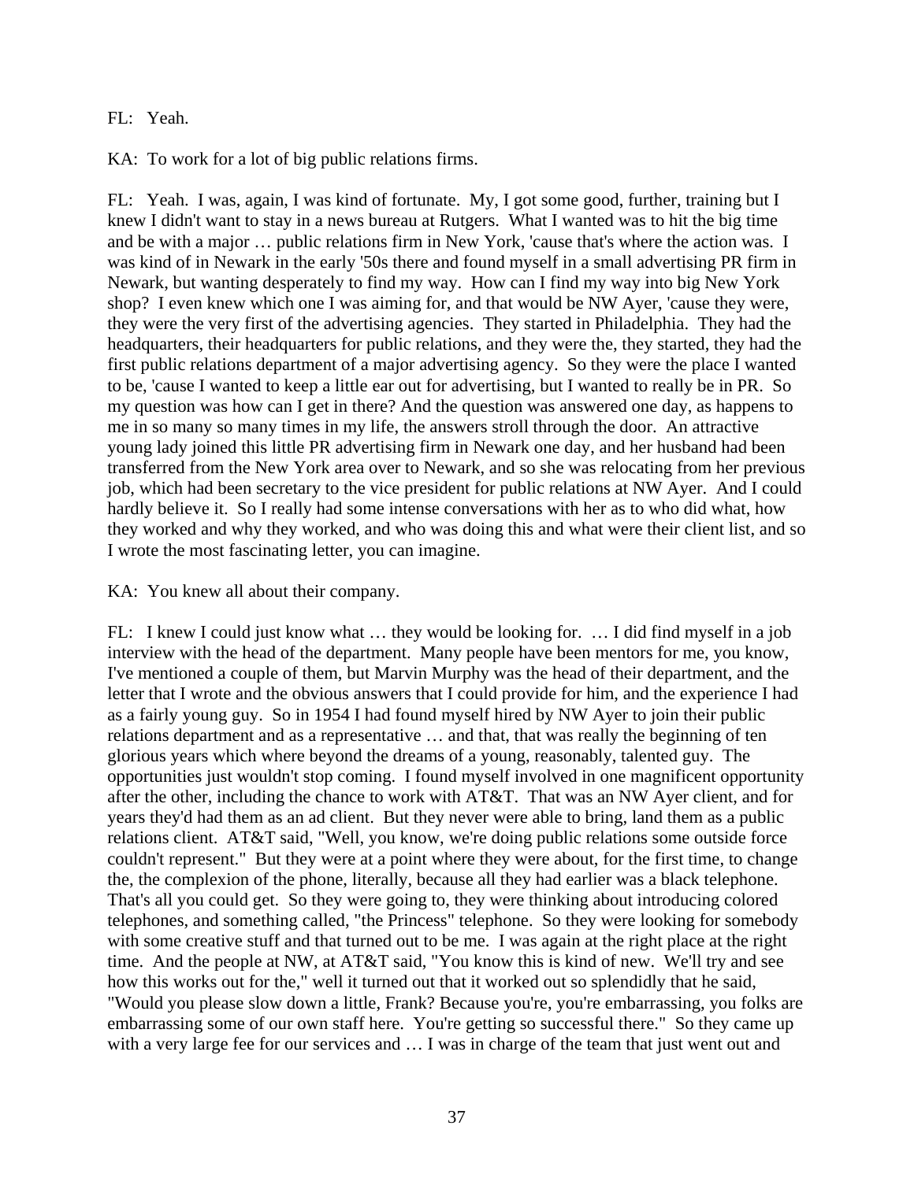FL: Yeah.

KA: To work for a lot of big public relations firms.

FL: Yeah. I was, again, I was kind of fortunate. My, I got some good, further, training but I knew I didn't want to stay in a news bureau at Rutgers. What I wanted was to hit the big time and be with a major … public relations firm in New York, 'cause that's where the action was. I was kind of in Newark in the early '50s there and found myself in a small advertising PR firm in Newark, but wanting desperately to find my way. How can I find my way into big New York shop? I even knew which one I was aiming for, and that would be NW Ayer, 'cause they were, they were the very first of the advertising agencies. They started in Philadelphia. They had the headquarters, their headquarters for public relations, and they were the, they started, they had the first public relations department of a major advertising agency. So they were the place I wanted to be, 'cause I wanted to keep a little ear out for advertising, but I wanted to really be in PR. So my question was how can I get in there? And the question was answered one day, as happens to me in so many so many times in my life, the answers stroll through the door. An attractive young lady joined this little PR advertising firm in Newark one day, and her husband had been transferred from the New York area over to Newark, and so she was relocating from her previous job, which had been secretary to the vice president for public relations at NW Ayer. And I could hardly believe it. So I really had some intense conversations with her as to who did what, how they worked and why they worked, and who was doing this and what were their client list, and so I wrote the most fascinating letter, you can imagine.

KA: You knew all about their company.

FL: I knew I could just know what … they would be looking for. … I did find myself in a job interview with the head of the department. Many people have been mentors for me, you know, I've mentioned a couple of them, but Marvin Murphy was the head of their department, and the letter that I wrote and the obvious answers that I could provide for him, and the experience I had as a fairly young guy. So in 1954 I had found myself hired by NW Ayer to join their public relations department and as a representative … and that, that was really the beginning of ten glorious years which where beyond the dreams of a young, reasonably, talented guy. The opportunities just wouldn't stop coming. I found myself involved in one magnificent opportunity after the other, including the chance to work with AT&T. That was an NW Ayer client, and for years they'd had them as an ad client. But they never were able to bring, land them as a public relations client. AT&T said, "Well, you know, we're doing public relations some outside force couldn't represent." But they were at a point where they were about, for the first time, to change the, the complexion of the phone, literally, because all they had earlier was a black telephone. That's all you could get. So they were going to, they were thinking about introducing colored telephones, and something called, "the Princess" telephone. So they were looking for somebody with some creative stuff and that turned out to be me. I was again at the right place at the right time. And the people at NW, at AT&T said, "You know this is kind of new. We'll try and see how this works out for the," well it turned out that it worked out so splendidly that he said, "Would you please slow down a little, Frank? Because you're, you're embarrassing, you folks are embarrassing some of our own staff here. You're getting so successful there." So they came up with a very large fee for our services and … I was in charge of the team that just went out and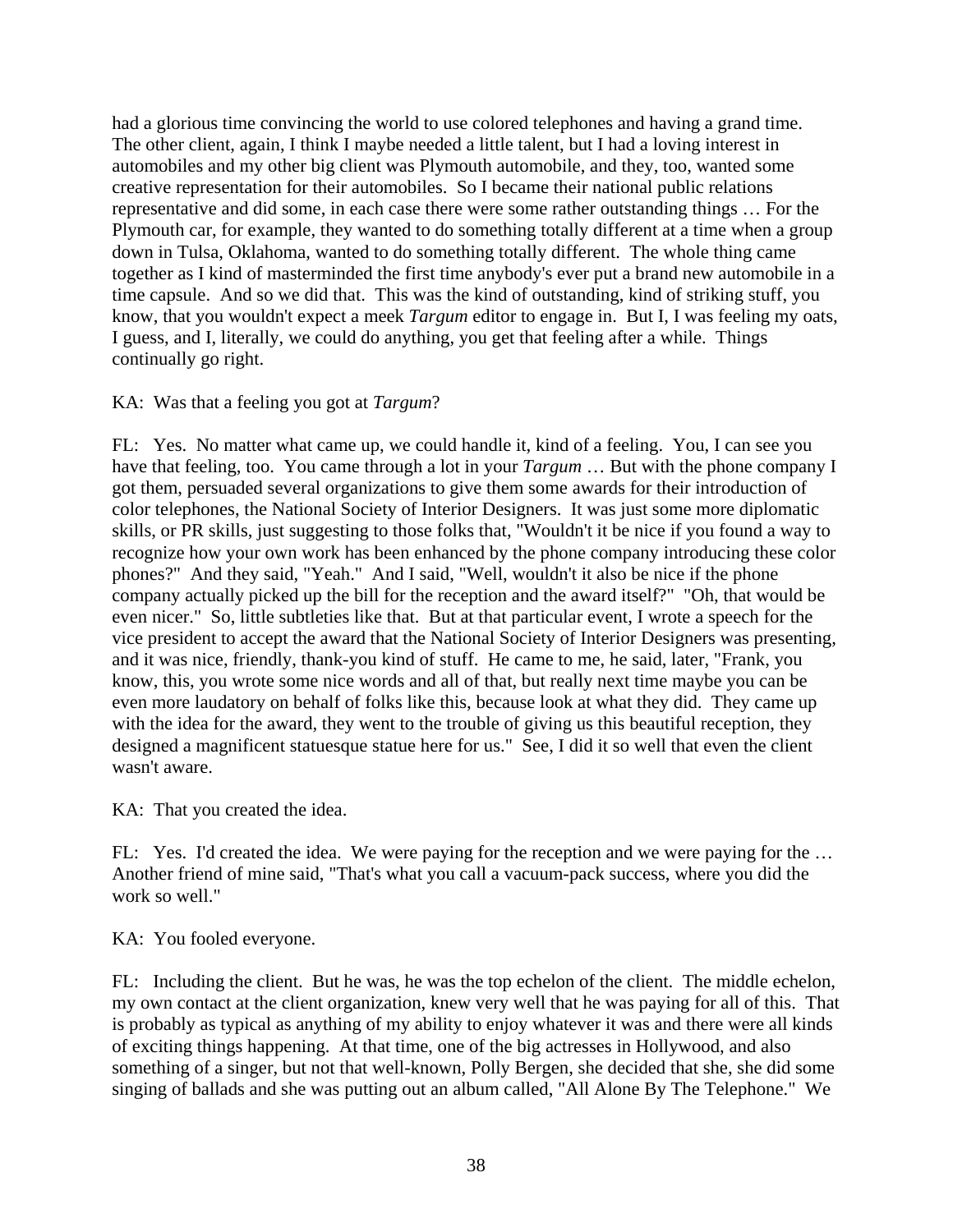had a glorious time convincing the world to use colored telephones and having a grand time. The other client, again, I think I maybe needed a little talent, but I had a loving interest in automobiles and my other big client was Plymouth automobile, and they, too, wanted some creative representation for their automobiles. So I became their national public relations representative and did some, in each case there were some rather outstanding things … For the Plymouth car, for example, they wanted to do something totally different at a time when a group down in Tulsa, Oklahoma, wanted to do something totally different. The whole thing came together as I kind of masterminded the first time anybody's ever put a brand new automobile in a time capsule. And so we did that. This was the kind of outstanding, kind of striking stuff, you know, that you wouldn't expect a meek *Targum* editor to engage in. But I, I was feeling my oats, I guess, and I, literally, we could do anything, you get that feeling after a while. Things continually go right.

KA: Was that a feeling you got at *Targum*?

FL: Yes. No matter what came up, we could handle it, kind of a feeling. You, I can see you have that feeling, too. You came through a lot in your *Targum* … But with the phone company I got them, persuaded several organizations to give them some awards for their introduction of color telephones, the National Society of Interior Designers. It was just some more diplomatic skills, or PR skills, just suggesting to those folks that, "Wouldn't it be nice if you found a way to recognize how your own work has been enhanced by the phone company introducing these color phones?" And they said, "Yeah." And I said, "Well, wouldn't it also be nice if the phone company actually picked up the bill for the reception and the award itself?" "Oh, that would be even nicer." So, little subtleties like that. But at that particular event, I wrote a speech for the vice president to accept the award that the National Society of Interior Designers was presenting, and it was nice, friendly, thank-you kind of stuff. He came to me, he said, later, "Frank, you know, this, you wrote some nice words and all of that, but really next time maybe you can be even more laudatory on behalf of folks like this, because look at what they did. They came up with the idea for the award, they went to the trouble of giving us this beautiful reception, they designed a magnificent statuesque statue here for us." See, I did it so well that even the client wasn't aware.

KA: That you created the idea.

FL: Yes. I'd created the idea. We were paying for the reception and we were paying for the … Another friend of mine said, "That's what you call a vacuum-pack success, where you did the work so well."

KA: You fooled everyone.

FL: Including the client. But he was, he was the top echelon of the client. The middle echelon, my own contact at the client organization, knew very well that he was paying for all of this. That is probably as typical as anything of my ability to enjoy whatever it was and there were all kinds of exciting things happening. At that time, one of the big actresses in Hollywood, and also something of a singer, but not that well-known, Polly Bergen, she decided that she, she did some singing of ballads and she was putting out an album called, "All Alone By The Telephone." We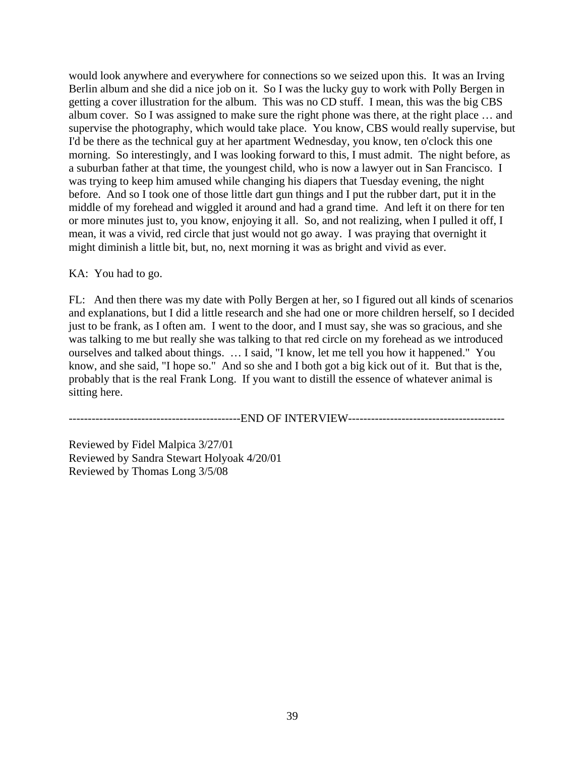would look anywhere and everywhere for connections so we seized upon this. It was an Irving Berlin album and she did a nice job on it. So I was the lucky guy to work with Polly Bergen in getting a cover illustration for the album. This was no CD stuff. I mean, this was the big CBS album cover. So I was assigned to make sure the right phone was there, at the right place … and supervise the photography, which would take place. You know, CBS would really supervise, but I'd be there as the technical guy at her apartment Wednesday, you know, ten o'clock this one morning. So interestingly, and I was looking forward to this, I must admit. The night before, as a suburban father at that time, the youngest child, who is now a lawyer out in San Francisco. I was trying to keep him amused while changing his diapers that Tuesday evening, the night before. And so I took one of those little dart gun things and I put the rubber dart, put it in the middle of my forehead and wiggled it around and had a grand time. And left it on there for ten or more minutes just to, you know, enjoying it all. So, and not realizing, when I pulled it off, I mean, it was a vivid, red circle that just would not go away. I was praying that overnight it might diminish a little bit, but, no, next morning it was as bright and vivid as ever.

KA: You had to go.

FL: And then there was my date with Polly Bergen at her, so I figured out all kinds of scenarios and explanations, but I did a little research and she had one or more children herself, so I decided just to be frank, as I often am. I went to the door, and I must say, she was so gracious, and she was talking to me but really she was talking to that red circle on my forehead as we introduced ourselves and talked about things. … I said, "I know, let me tell you how it happened." You know, and she said, "I hope so." And so she and I both got a big kick out of it. But that is the, probably that is the real Frank Long. If you want to distill the essence of whatever animal is sitting here.

---------------------------------------------END OF INTERVIEW-----------------------------------------

Reviewed by Fidel Malpica 3/27/01
Reviewed by Sandra Stewart Holyoak 4/20/01
Reviewed by Thomas Long 3/5/08